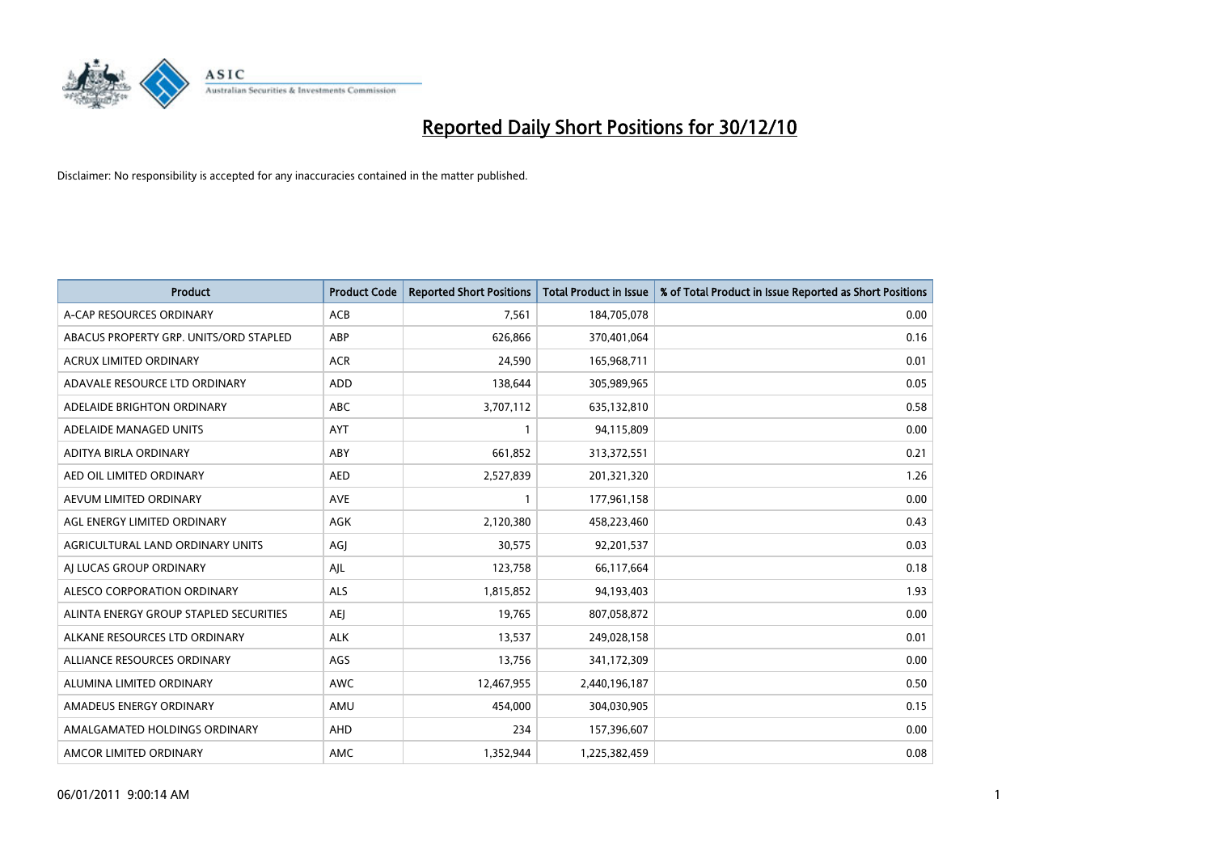# Reported Daily Short Positions for 30/12/10

Disclaimer: No responsibility is accepted for any inaccuracies contained in the matter published.

| Product | Product Code | Reported Short Positions | Total Product in Issue | % of Total Product in Issue Reported as Short Positions |
|---|---|---|---|---|
| A-CAP RESOURCES ORDINARY | ACB | 7,561 | 184,705,078 | 0.00 |
| ABACUS PROPERTY GRP. UNITS/ORD STAPLED | ABP | 626,866 | 370,401,064 | 0.16 |
| ACRUX LIMITED ORDINARY | ACR | 24,590 | 165,968,711 | 0.01 |
| ADAVALE RESOURCE LTD ORDINARY | ADD | 138,644 | 305,989,965 | 0.05 |
| ADELAIDE BRIGHTON ORDINARY | ABC | 3,707,112 | 635,132,810 | 0.58 |
| ADELAIDE MANAGED UNITS | AYT | 1 | 94,115,809 | 0.00 |
| ADITYA BIRLA ORDINARY | ABY | 661,852 | 313,372,551 | 0.21 |
| AED OIL LIMITED ORDINARY | AED | 2,527,839 | 201,321,320 | 1.26 |
| AEVUM LIMITED ORDINARY | AVE | 1 | 177,961,158 | 0.00 |
| AGL ENERGY LIMITED ORDINARY | AGK | 2,120,380 | 458,223,460 | 0.43 |
| AGRICULTURAL LAND ORDINARY UNITS | AGJ | 30,575 | 92,201,537 | 0.03 |
| AJ LUCAS GROUP ORDINARY | AJL | 123,758 | 66,117,664 | 0.18 |
| ALESCO CORPORATION ORDINARY | ALS | 1,815,852 | 94,193,403 | 1.93 |
| ALINTA ENERGY GROUP STAPLED SECURITIES | AEJ | 19,765 | 807,058,872 | 0.00 |
| ALKANE RESOURCES LTD ORDINARY | ALK | 13,537 | 249,028,158 | 0.01 |
| ALLIANCE RESOURCES ORDINARY | AGS | 13,756 | 341,172,309 | 0.00 |
| ALUMINA LIMITED ORDINARY | AWC | 12,467,955 | 2,440,196,187 | 0.50 |
| AMADEUS ENERGY ORDINARY | AMU | 454,000 | 304,030,905 | 0.15 |
| AMALGAMATED HOLDINGS ORDINARY | AHD | 234 | 157,396,607 | 0.00 |
| AMCOR LIMITED ORDINARY | AMC | 1,352,944 | 1,225,382,459 | 0.08 |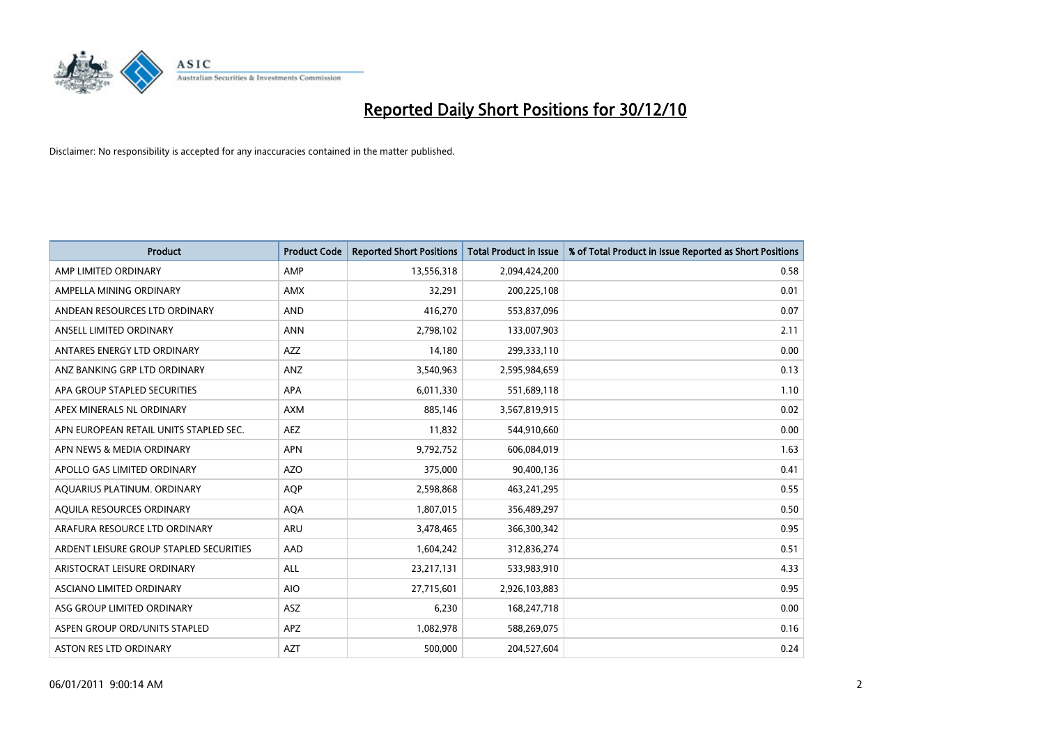# Reported Daily Short Positions for 30/12/10

Disclaimer: No responsibility is accepted for any inaccuracies contained in the matter published.

| Product | Product Code | Reported Short Positions | Total Product in Issue | % of Total Product in Issue Reported as Short Positions |
|---|---|---|---|---|
| AMP LIMITED ORDINARY | AMP | 13,556,318 | 2,094,424,200 | 0.58 |
| AMPELLA MINING ORDINARY | AMX | 32,291 | 200,225,108 | 0.01 |
| ANDEAN RESOURCES LTD ORDINARY | AND | 416,270 | 553,837,096 | 0.07 |
| ANSELL LIMITED ORDINARY | ANN | 2,798,102 | 133,007,903 | 2.11 |
| ANTARES ENERGY LTD ORDINARY | AZZ | 14,180 | 299,333,110 | 0.00 |
| ANZ BANKING GRP LTD ORDINARY | ANZ | 3,540,963 | 2,595,984,659 | 0.13 |
| APA GROUP STAPLED SECURITIES | APA | 6,011,330 | 551,689,118 | 1.10 |
| APEX MINERALS NL ORDINARY | AXM | 885,146 | 3,567,819,915 | 0.02 |
| APN EUROPEAN RETAIL UNITS STAPLED SEC. | AEZ | 11,832 | 544,910,660 | 0.00 |
| APN NEWS & MEDIA ORDINARY | APN | 9,792,752 | 606,084,019 | 1.63 |
| APOLLO GAS LIMITED ORDINARY | AZO | 375,000 | 90,400,136 | 0.41 |
| AQUARIUS PLATINUM. ORDINARY | AQP | 2,598,868 | 463,241,295 | 0.55 |
| AQUILA RESOURCES ORDINARY | AQA | 1,807,015 | 356,489,297 | 0.50 |
| ARAFURA RESOURCE LTD ORDINARY | ARU | 3,478,465 | 366,300,342 | 0.95 |
| ARDENT LEISURE GROUP STAPLED SECURITIES | AAD | 1,604,242 | 312,836,274 | 0.51 |
| ARISTOCRAT LEISURE ORDINARY | ALL | 23,217,131 | 533,983,910 | 4.33 |
| ASCIANO LIMITED ORDINARY | AIO | 27,715,601 | 2,926,103,883 | 0.95 |
| ASG GROUP LIMITED ORDINARY | ASZ | 6,230 | 168,247,718 | 0.00 |
| ASPEN GROUP ORD/UNITS STAPLED | APZ | 1,082,978 | 588,269,075 | 0.16 |
| ASTON RES LTD ORDINARY | AZT | 500,000 | 204,527,604 | 0.24 |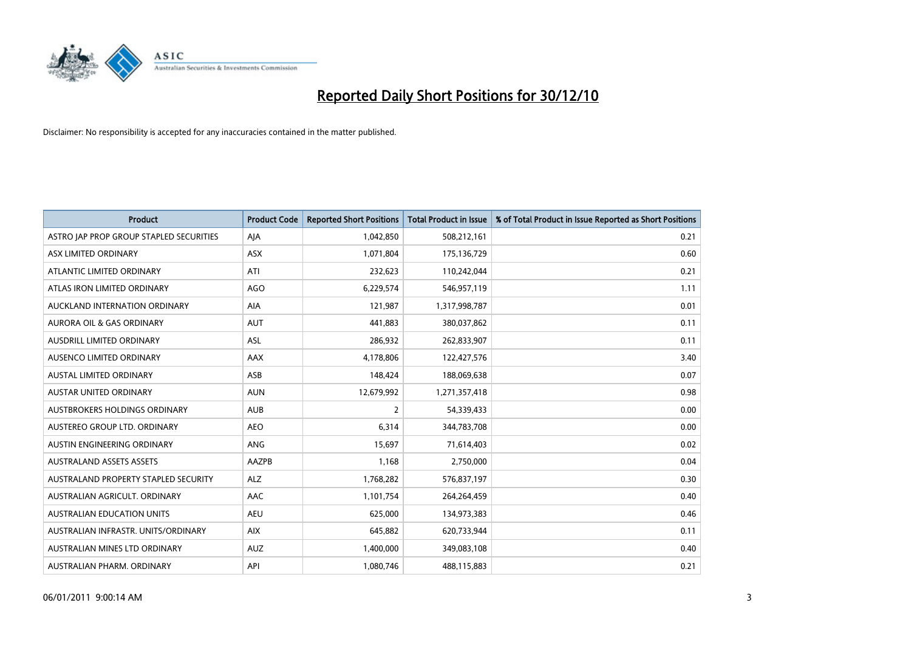# Reported Daily Short Positions for 30/12/10

Disclaimer: No responsibility is accepted for any inaccuracies contained in the matter published.

| Product | Product Code | Reported Short Positions | Total Product in Issue | % of Total Product in Issue Reported as Short Positions |
|---|---|---|---|---|
| ASTRO JAP PROP GROUP STAPLED SECURITIES | AJA | 1,042,850 | 508,212,161 | 0.21 |
| ASX LIMITED ORDINARY | ASX | 1,071,804 | 175,136,729 | 0.60 |
| ATLANTIC LIMITED ORDINARY | ATI | 232,623 | 110,242,044 | 0.21 |
| ATLAS IRON LIMITED ORDINARY | AGO | 6,229,574 | 546,957,119 | 1.11 |
| AUCKLAND INTERNATION ORDINARY | AIA | 121,987 | 1,317,998,787 | 0.01 |
| AURORA OIL & GAS ORDINARY | AUT | 441,883 | 380,037,862 | 0.11 |
| AUSDRILL LIMITED ORDINARY | ASL | 286,932 | 262,833,907 | 0.11 |
| AUSENCO LIMITED ORDINARY | AAX | 4,178,806 | 122,427,576 | 3.40 |
| AUSTAL LIMITED ORDINARY | ASB | 148,424 | 188,069,638 | 0.07 |
| AUSTAR UNITED ORDINARY | AUN | 12,679,992 | 1,271,357,418 | 0.98 |
| AUSTBROKERS HOLDINGS ORDINARY | AUB | 2 | 54,339,433 | 0.00 |
| AUSTEREO GROUP LTD. ORDINARY | AEO | 6,314 | 344,783,708 | 0.00 |
| AUSTIN ENGINEERING ORDINARY | ANG | 15,697 | 71,614,403 | 0.02 |
| AUSTRALAND ASSETS ASSETS | AAZPB | 1,168 | 2,750,000 | 0.04 |
| AUSTRALAND PROPERTY STAPLED SECURITY | ALZ | 1,768,282 | 576,837,197 | 0.30 |
| AUSTRALIAN AGRICULT. ORDINARY | AAC | 1,101,754 | 264,264,459 | 0.40 |
| AUSTRALIAN EDUCATION UNITS | AEU | 625,000 | 134,973,383 | 0.46 |
| AUSTRALIAN INFRASTR. UNITS/ORDINARY | AIX | 645,882 | 620,733,944 | 0.11 |
| AUSTRALIAN MINES LTD ORDINARY | AUZ | 1,400,000 | 349,083,108 | 0.40 |
| AUSTRALIAN PHARM. ORDINARY | API | 1,080,746 | 488,115,883 | 0.21 |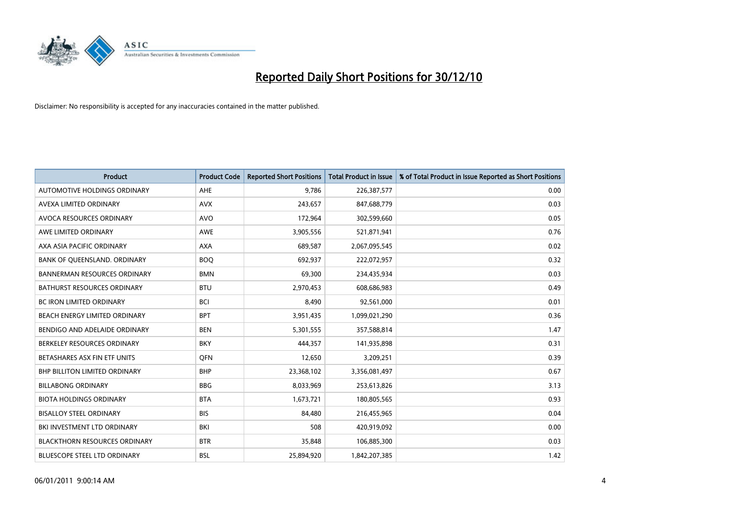# Reported Daily Short Positions for 30/12/10

Disclaimer: No responsibility is accepted for any inaccuracies contained in the matter published.

| Product | Product Code | Reported Short Positions | Total Product in Issue | % of Total Product in Issue Reported as Short Positions |
|---|---|---|---|---|
| AUTOMOTIVE HOLDINGS ORDINARY | AHE | 9,786 | 226,387,577 | 0.00 |
| AVEXA LIMITED ORDINARY | AVX | 243,657 | 847,688,779 | 0.03 |
| AVOCA RESOURCES ORDINARY | AVO | 172,964 | 302,599,660 | 0.05 |
| AWE LIMITED ORDINARY | AWE | 3,905,556 | 521,871,941 | 0.76 |
| AXA ASIA PACIFIC ORDINARY | AXA | 689,587 | 2,067,095,545 | 0.02 |
| BANK OF QUEENSLAND. ORDINARY | BOQ | 692,937 | 222,072,957 | 0.32 |
| BANNERMAN RESOURCES ORDINARY | BMN | 69,300 | 234,435,934 | 0.03 |
| BATHURST RESOURCES ORDINARY | BTU | 2,970,453 | 608,686,983 | 0.49 |
| BC IRON LIMITED ORDINARY | BCI | 8,490 | 92,561,000 | 0.01 |
| BEACH ENERGY LIMITED ORDINARY | BPT | 3,951,435 | 1,099,021,290 | 0.36 |
| BENDIGO AND ADELAIDE ORDINARY | BEN | 5,301,555 | 357,588,814 | 1.47 |
| BERKELEY RESOURCES ORDINARY | BKY | 444,357 | 141,935,898 | 0.31 |
| BETASHARES ASX FIN ETF UNITS | QFN | 12,650 | 3,209,251 | 0.39 |
| BHP BILLITON LIMITED ORDINARY | BHP | 23,368,102 | 3,356,081,497 | 0.67 |
| BILLABONG ORDINARY | BBG | 8,033,969 | 253,613,826 | 3.13 |
| BIOTA HOLDINGS ORDINARY | BTA | 1,673,721 | 180,805,565 | 0.93 |
| BISALLOY STEEL ORDINARY | BIS | 84,480 | 216,455,965 | 0.04 |
| BKI INVESTMENT LTD ORDINARY | BKI | 508 | 420,919,092 | 0.00 |
| BLACKTHORN RESOURCES ORDINARY | BTR | 35,848 | 106,885,300 | 0.03 |
| BLUESCOPE STEEL LTD ORDINARY | BSL | 25,894,920 | 1,842,207,385 | 1.42 |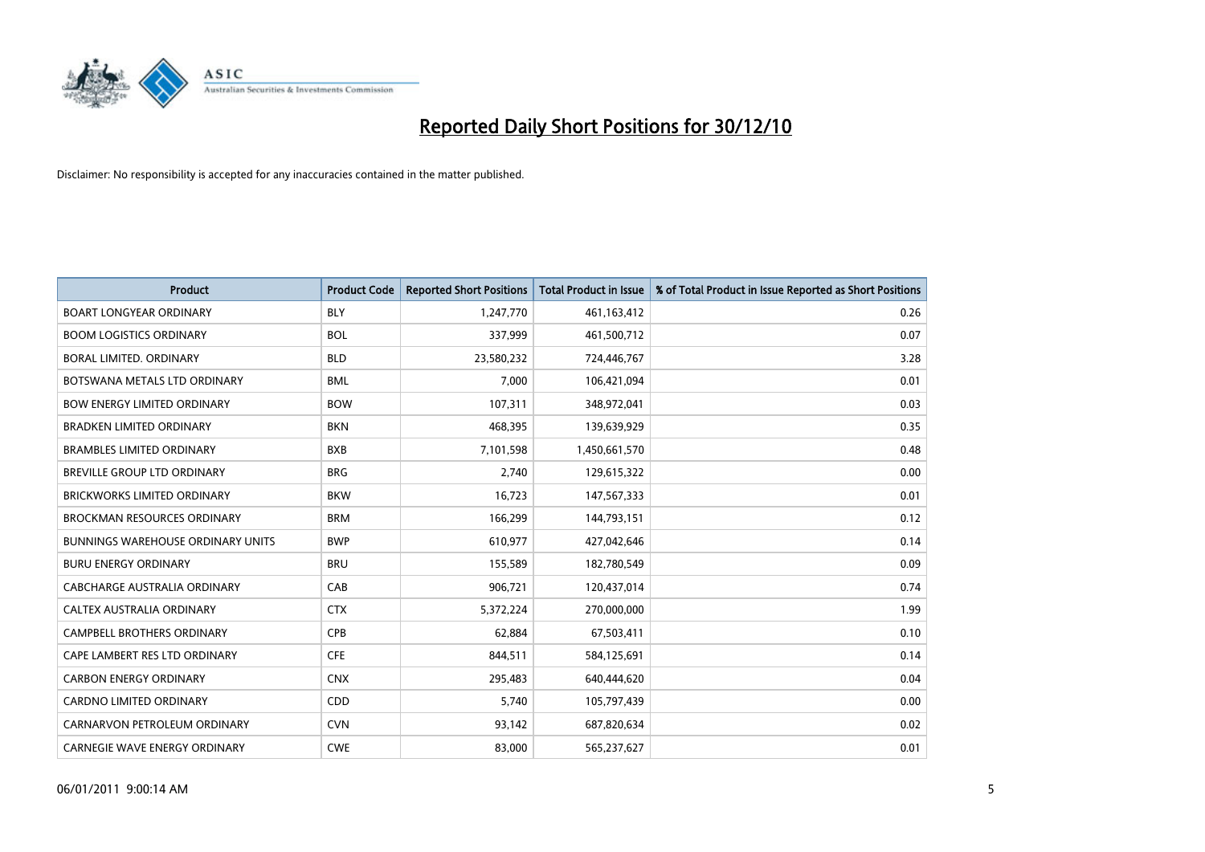# Reported Daily Short Positions for 30/12/10

Disclaimer: No responsibility is accepted for any inaccuracies contained in the matter published.

| Product | Product Code | Reported Short Positions | Total Product in Issue | % of Total Product in Issue Reported as Short Positions |
| --- | --- | --- | --- | --- |
| BOART LONGYEAR ORDINARY | BLY | 1,247,770 | 461,163,412 | 0.26 |
| BOOM LOGISTICS ORDINARY | BOL | 337,999 | 461,500,712 | 0.07 |
| BORAL LIMITED. ORDINARY | BLD | 23,580,232 | 724,446,767 | 3.28 |
| BOTSWANA METALS LTD ORDINARY | BML | 7,000 | 106,421,094 | 0.01 |
| BOW ENERGY LIMITED ORDINARY | BOW | 107,311 | 348,972,041 | 0.03 |
| BRADKEN LIMITED ORDINARY | BKN | 468,395 | 139,639,929 | 0.35 |
| BRAMBLES LIMITED ORDINARY | BXB | 7,101,598 | 1,450,661,570 | 0.48 |
| BREVILLE GROUP LTD ORDINARY | BRG | 2,740 | 129,615,322 | 0.00 |
| BRICKWORKS LIMITED ORDINARY | BKW | 16,723 | 147,567,333 | 0.01 |
| BROCKMAN RESOURCES ORDINARY | BRM | 166,299 | 144,793,151 | 0.12 |
| BUNNINGS WAREHOUSE ORDINARY UNITS | BWP | 610,977 | 427,042,646 | 0.14 |
| BURU ENERGY ORDINARY | BRU | 155,589 | 182,780,549 | 0.09 |
| CABCHARGE AUSTRALIA ORDINARY | CAB | 906,721 | 120,437,014 | 0.74 |
| CALTEX AUSTRALIA ORDINARY | CTX | 5,372,224 | 270,000,000 | 1.99 |
| CAMPBELL BROTHERS ORDINARY | CPB | 62,884 | 67,503,411 | 0.10 |
| CAPE LAMBERT RES LTD ORDINARY | CFE | 844,511 | 584,125,691 | 0.14 |
| CARBON ENERGY ORDINARY | CNX | 295,483 | 640,444,620 | 0.04 |
| CARDNO LIMITED ORDINARY | CDD | 5,740 | 105,797,439 | 0.00 |
| CARNARVON PETROLEUM ORDINARY | CVN | 93,142 | 687,820,634 | 0.02 |
| CARNEGIE WAVE ENERGY ORDINARY | CWE | 83,000 | 565,237,627 | 0.01 |

06/01/2011 9:00:14 AM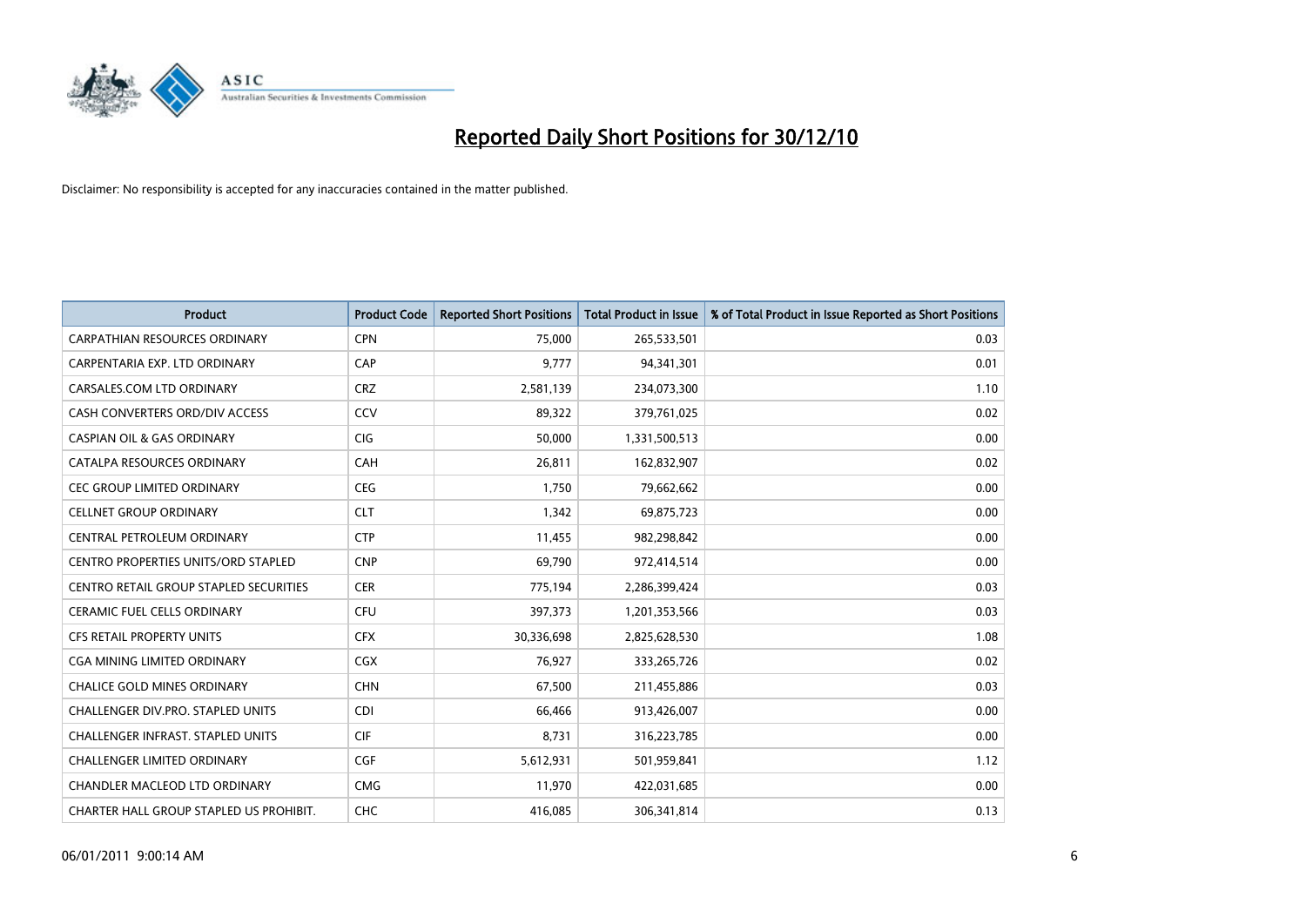# Reported Daily Short Positions for 30/12/10

Disclaimer: No responsibility is accepted for any inaccuracies contained in the matter published.

| Product | Product Code | Reported Short Positions | Total Product in Issue | % of Total Product in Issue Reported as Short Positions |
|---|---|---|---|---|
| CARPATHIAN RESOURCES ORDINARY | CPN | 75,000 | 265,533,501 | 0.03 |
| CARPENTARIA EXP. LTD ORDINARY | CAP | 9,777 | 94,341,301 | 0.01 |
| CARSALES.COM LTD ORDINARY | CRZ | 2,581,139 | 234,073,300 | 1.10 |
| CASH CONVERTERS ORD/DIV ACCESS | CCV | 89,322 | 379,761,025 | 0.02 |
| CASPIAN OIL & GAS ORDINARY | CIG | 50,000 | 1,331,500,513 | 0.00 |
| CATALPA RESOURCES ORDINARY | CAH | 26,811 | 162,832,907 | 0.02 |
| CEC GROUP LIMITED ORDINARY | CEG | 1,750 | 79,662,662 | 0.00 |
| CELLNET GROUP ORDINARY | CLT | 1,342 | 69,875,723 | 0.00 |
| CENTRAL PETROLEUM ORDINARY | CTP | 11,455 | 982,298,842 | 0.00 |
| CENTRO PROPERTIES UNITS/ORD STAPLED | CNP | 69,790 | 972,414,514 | 0.00 |
| CENTRO RETAIL GROUP STAPLED SECURITIES | CER | 775,194 | 2,286,399,424 | 0.03 |
| CERAMIC FUEL CELLS ORDINARY | CFU | 397,373 | 1,201,353,566 | 0.03 |
| CFS RETAIL PROPERTY UNITS | CFX | 30,336,698 | 2,825,628,530 | 1.08 |
| CGA MINING LIMITED ORDINARY | CGX | 76,927 | 333,265,726 | 0.02 |
| CHALICE GOLD MINES ORDINARY | CHN | 67,500 | 211,455,886 | 0.03 |
| CHALLENGER DIV.PRO. STAPLED UNITS | CDI | 66,466 | 913,426,007 | 0.00 |
| CHALLENGER INFRAST. STAPLED UNITS | CIF | 8,731 | 316,223,785 | 0.00 |
| CHALLENGER LIMITED ORDINARY | CGF | 5,612,931 | 501,959,841 | 1.12 |
| CHANDLER MACLEOD LTD ORDINARY | CMG | 11,970 | 422,031,685 | 0.00 |
| CHARTER HALL GROUP STAPLED US PROHIBIT. | CHC | 416,085 | 306,341,814 | 0.13 |

06/01/2011 9:00:14 AM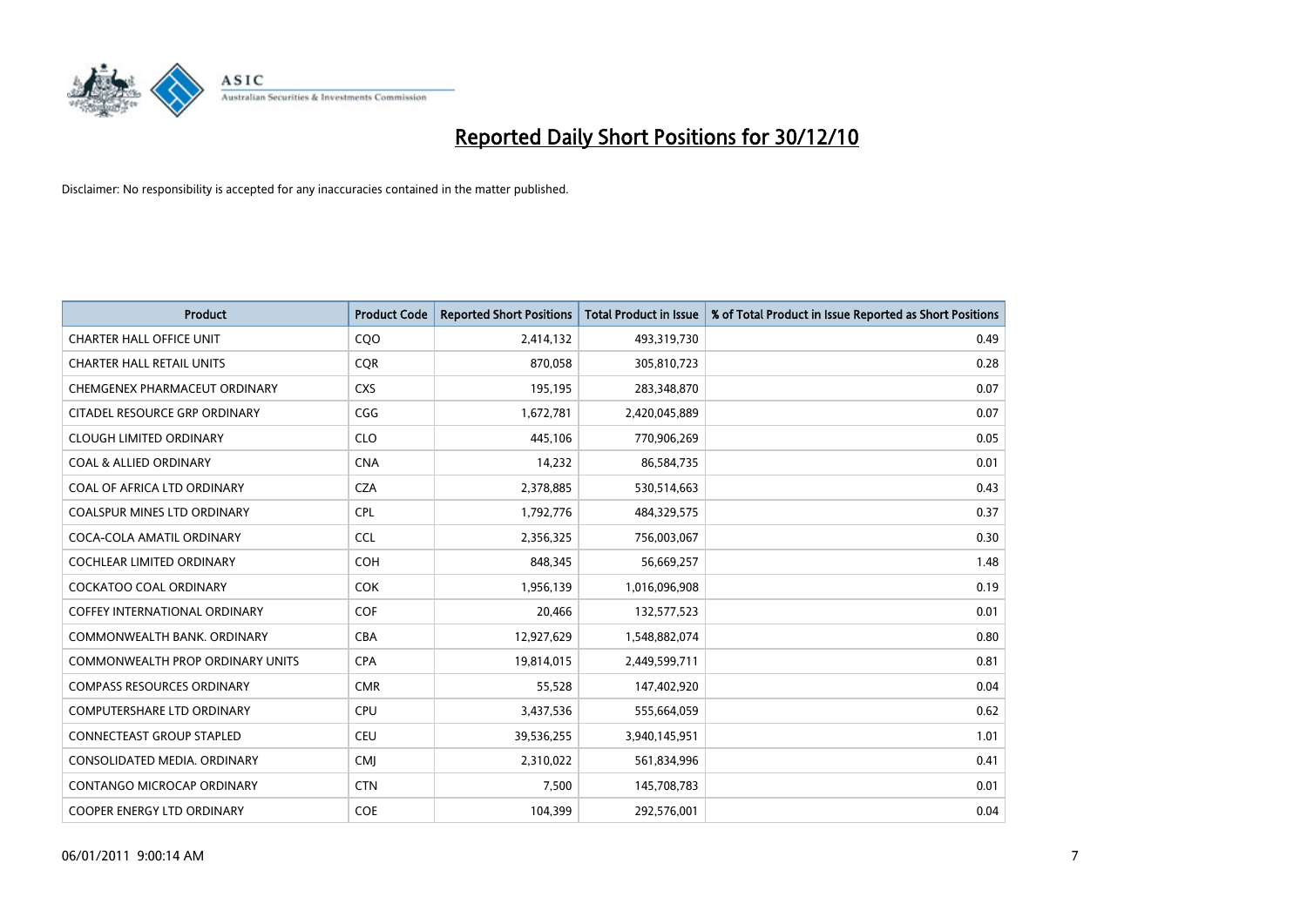# Reported Daily Short Positions for 30/12/10

Disclaimer: No responsibility is accepted for any inaccuracies contained in the matter published.

| Product | Product Code | Reported Short Positions | Total Product in Issue | % of Total Product in Issue Reported as Short Positions |
|---|---|---|---|---|
| CHARTER HALL OFFICE UNIT | CQO | 2,414,132 | 493,319,730 | 0.49 |
| CHARTER HALL RETAIL UNITS | CQR | 870,058 | 305,810,723 | 0.28 |
| CHEMGENEX PHARMACEUT ORDINARY | CXS | 195,195 | 283,348,870 | 0.07 |
| CITADEL RESOURCE GRP ORDINARY | CGG | 1,672,781 | 2,420,045,889 | 0.07 |
| CLOUGH LIMITED ORDINARY | CLO | 445,106 | 770,906,269 | 0.05 |
| COAL & ALLIED ORDINARY | CNA | 14,232 | 86,584,735 | 0.01 |
| COAL OF AFRICA LTD ORDINARY | CZA | 2,378,885 | 530,514,663 | 0.43 |
| COALSPUR MINES LTD ORDINARY | CPL | 1,792,776 | 484,329,575 | 0.37 |
| COCA-COLA AMATIL ORDINARY | CCL | 2,356,325 | 756,003,067 | 0.30 |
| COCHLEAR LIMITED ORDINARY | COH | 848,345 | 56,669,257 | 1.48 |
| COCKATOO COAL ORDINARY | COK | 1,956,139 | 1,016,096,908 | 0.19 |
| COFFEY INTERNATIONAL ORDINARY | COF | 20,466 | 132,577,523 | 0.01 |
| COMMONWEALTH BANK. ORDINARY | CBA | 12,927,629 | 1,548,882,074 | 0.80 |
| COMMONWEALTH PROP ORDINARY UNITS | CPA | 19,814,015 | 2,449,599,711 | 0.81 |
| COMPASS RESOURCES ORDINARY | CMR | 55,528 | 147,402,920 | 0.04 |
| COMPUTERSHARE LTD ORDINARY | CPU | 3,437,536 | 555,664,059 | 0.62 |
| CONNECTEAST GROUP STAPLED | CEU | 39,536,255 | 3,940,145,951 | 1.01 |
| CONSOLIDATED MEDIA. ORDINARY | CMJ | 2,310,022 | 561,834,996 | 0.41 |
| CONTANGO MICROCAP ORDINARY | CTN | 7,500 | 145,708,783 | 0.01 |
| COOPER ENERGY LTD ORDINARY | COE | 104,399 | 292,576,001 | 0.04 |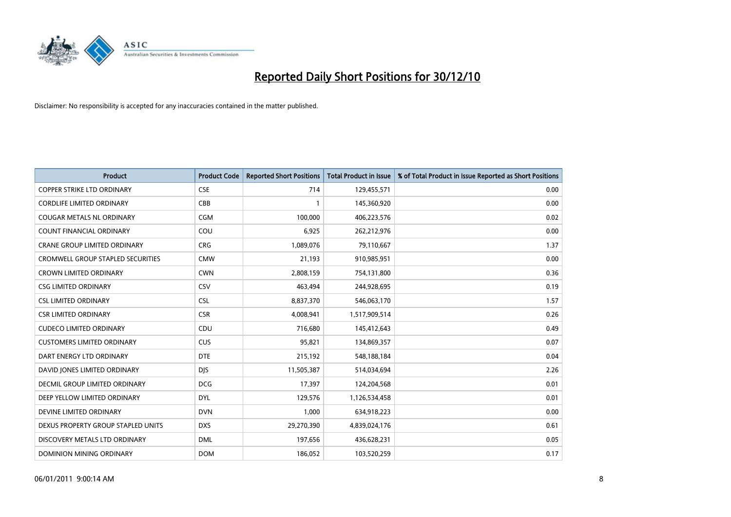# Reported Daily Short Positions for 30/12/10

Disclaimer: No responsibility is accepted for any inaccuracies contained in the matter published.

| Product | Product Code | Reported Short Positions | Total Product in Issue | % of Total Product in Issue Reported as Short Positions |
|---|---|---|---|---|
| COPPER STRIKE LTD ORDINARY | CSE | 714 | 129,455,571 | 0.00 |
| CORDLIFE LIMITED ORDINARY | CBB | 1 | 145,360,920 | 0.00 |
| COUGAR METALS NL ORDINARY | CGM | 100,000 | 406,223,576 | 0.02 |
| COUNT FINANCIAL ORDINARY | COU | 6,925 | 262,212,976 | 0.00 |
| CRANE GROUP LIMITED ORDINARY | CRG | 1,089,076 | 79,110,667 | 1.37 |
| CROMWELL GROUP STAPLED SECURITIES | CMW | 21,193 | 910,985,951 | 0.00 |
| CROWN LIMITED ORDINARY | CWN | 2,808,159 | 754,131,800 | 0.36 |
| CSG LIMITED ORDINARY | CSV | 463,494 | 244,928,695 | 0.19 |
| CSL LIMITED ORDINARY | CSL | 8,837,370 | 546,063,170 | 1.57 |
| CSR LIMITED ORDINARY | CSR | 4,008,941 | 1,517,909,514 | 0.26 |
| CUDECO LIMITED ORDINARY | CDU | 716,680 | 145,412,643 | 0.49 |
| CUSTOMERS LIMITED ORDINARY | CUS | 95,821 | 134,869,357 | 0.07 |
| DART ENERGY LTD ORDINARY | DTE | 215,192 | 548,188,184 | 0.04 |
| DAVID JONES LIMITED ORDINARY | DJS | 11,505,387 | 514,034,694 | 2.26 |
| DECMIL GROUP LIMITED ORDINARY | DCG | 17,397 | 124,204,568 | 0.01 |
| DEEP YELLOW LIMITED ORDINARY | DYL | 129,576 | 1,126,534,458 | 0.01 |
| DEVINE LIMITED ORDINARY | DVN | 1,000 | 634,918,223 | 0.00 |
| DEXUS PROPERTY GROUP STAPLED UNITS | DXS | 29,270,390 | 4,839,024,176 | 0.61 |
| DISCOVERY METALS LTD ORDINARY | DML | 197,656 | 436,628,231 | 0.05 |
| DOMINION MINING ORDINARY | DOM | 186,052 | 103,520,259 | 0.17 |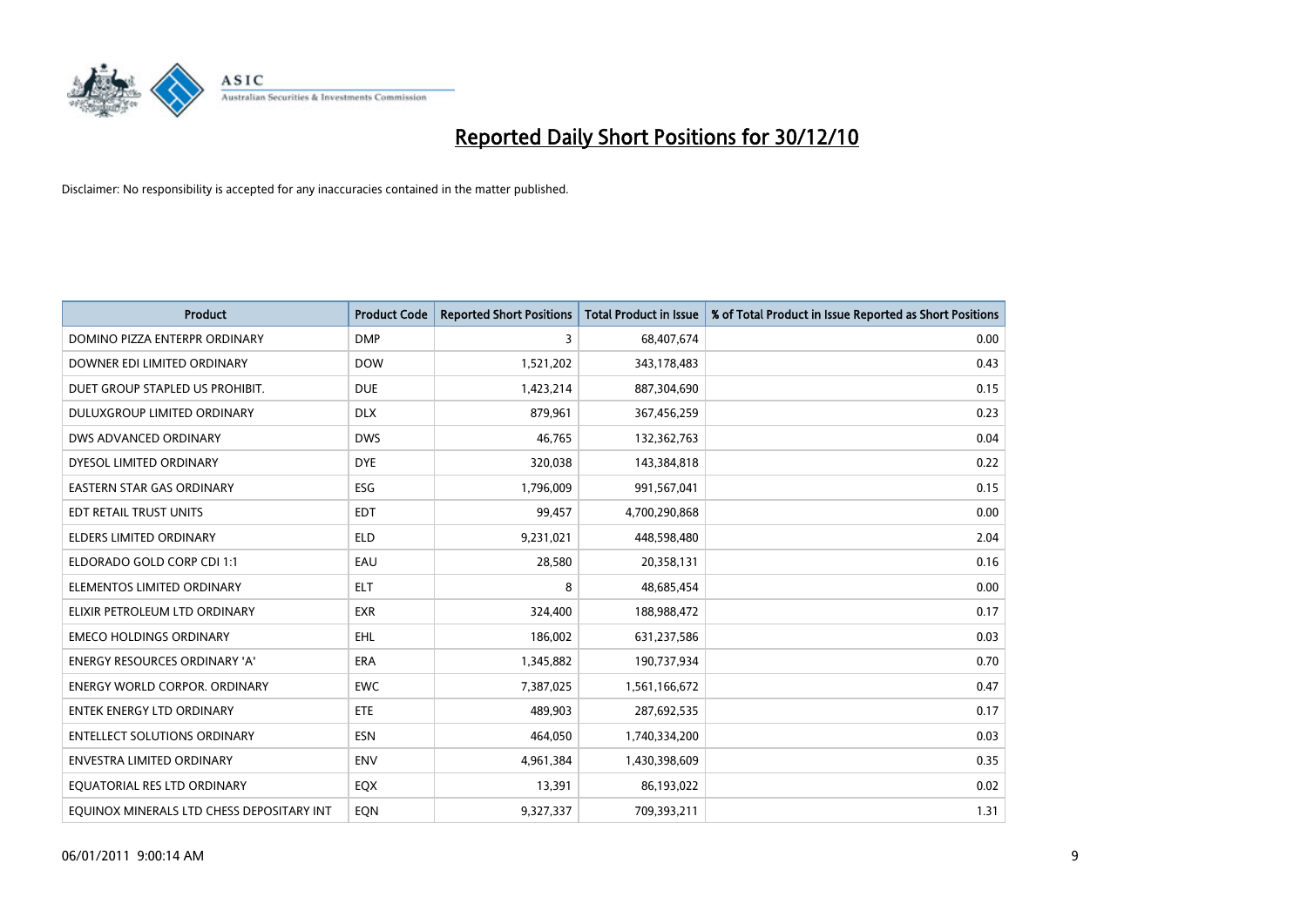# Reported Daily Short Positions for 30/12/10

Disclaimer: No responsibility is accepted for any inaccuracies contained in the matter published.

| Product | Product Code | Reported Short Positions | Total Product in Issue | % of Total Product in Issue Reported as Short Positions |
|---|---|---|---|---|
| DOMINO PIZZA ENTERPR ORDINARY | DMP | 3 | 68,407,674 | 0.00 |
| DOWNER EDI LIMITED ORDINARY | DOW | 1,521,202 | 343,178,483 | 0.43 |
| DUET GROUP STAPLED US PROHIBIT. | DUE | 1,423,214 | 887,304,690 | 0.15 |
| DULUXGROUP LIMITED ORDINARY | DLX | 879,961 | 367,456,259 | 0.23 |
| DWS ADVANCED ORDINARY | DWS | 46,765 | 132,362,763 | 0.04 |
| DYESOL LIMITED ORDINARY | DYE | 320,038 | 143,384,818 | 0.22 |
| EASTERN STAR GAS ORDINARY | ESG | 1,796,009 | 991,567,041 | 0.15 |
| EDT RETAIL TRUST UNITS | EDT | 99,457 | 4,700,290,868 | 0.00 |
| ELDERS LIMITED ORDINARY | ELD | 9,231,021 | 448,598,480 | 2.04 |
| ELDORADO GOLD CORP CDI 1:1 | EAU | 28,580 | 20,358,131 | 0.16 |
| ELEMENTOS LIMITED ORDINARY | ELT | 8 | 48,685,454 | 0.00 |
| ELIXIR PETROLEUM LTD ORDINARY | EXR | 324,400 | 188,988,472 | 0.17 |
| EMECO HOLDINGS ORDINARY | EHL | 186,002 | 631,237,586 | 0.03 |
| ENERGY RESOURCES ORDINARY 'A' | ERA | 1,345,882 | 190,737,934 | 0.70 |
| ENERGY WORLD CORPOR. ORDINARY | EWC | 7,387,025 | 1,561,166,672 | 0.47 |
| ENTEK ENERGY LTD ORDINARY | ETE | 489,903 | 287,692,535 | 0.17 |
| ENTELLECT SOLUTIONS ORDINARY | ESN | 464,050 | 1,740,334,200 | 0.03 |
| ENVESTRA LIMITED ORDINARY | ENV | 4,961,384 | 1,430,398,609 | 0.35 |
| EQUATORIAL RES LTD ORDINARY | EQX | 13,391 | 86,193,022 | 0.02 |
| EQUINOX MINERALS LTD CHESS DEPOSITARY INT | EQN | 9,327,337 | 709,393,211 | 1.31 |

06/01/2011 9:00:14 AM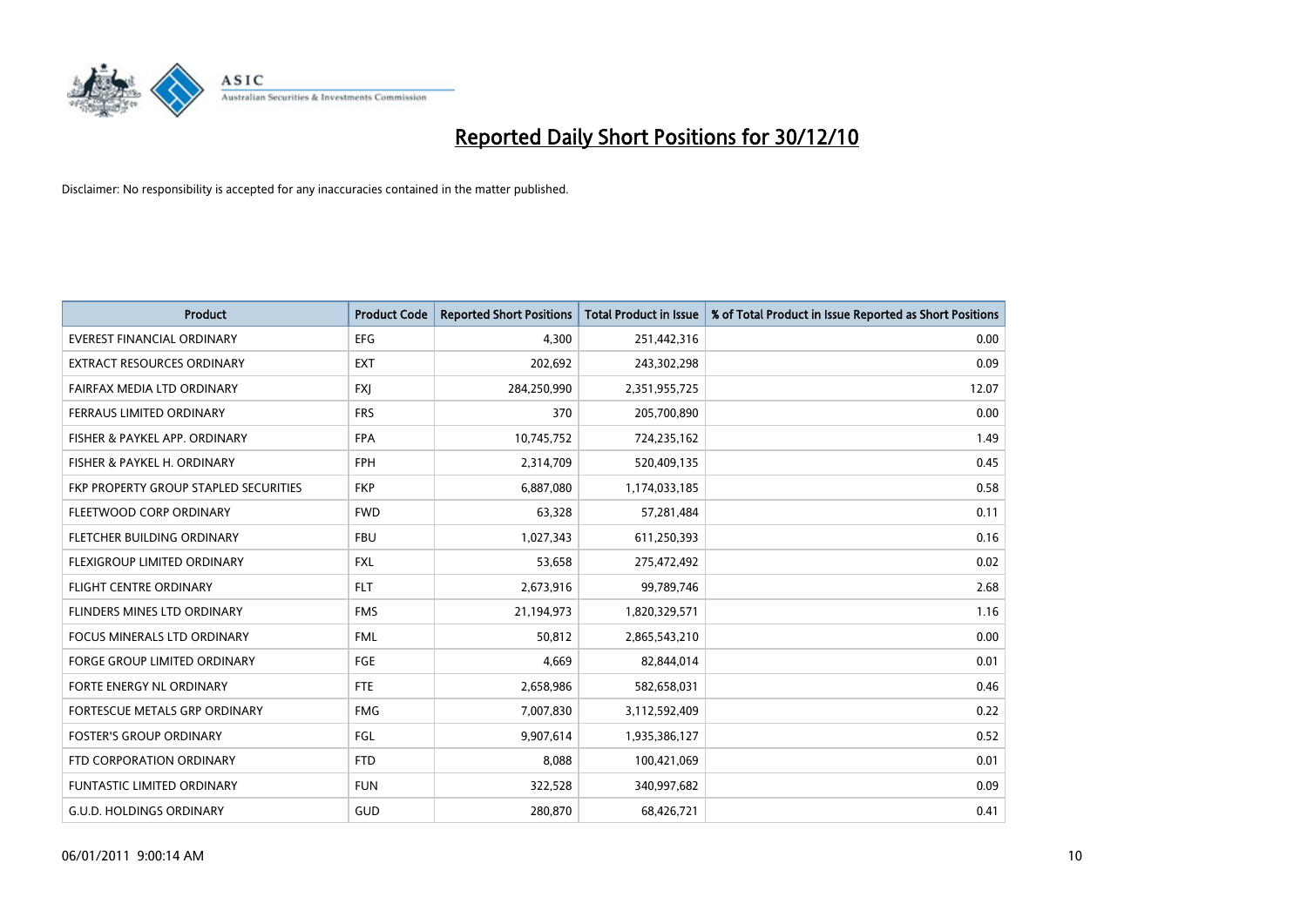# Reported Daily Short Positions for 30/12/10

Disclaimer: No responsibility is accepted for any inaccuracies contained in the matter published.

| Product | Product Code | Reported Short Positions | Total Product in Issue | % of Total Product in Issue Reported as Short Positions |
|---|---|---|---|---|
| EVEREST FINANCIAL ORDINARY | EFG | 4,300 | 251,442,316 | 0.00 |
| EXTRACT RESOURCES ORDINARY | EXT | 202,692 | 243,302,298 | 0.09 |
| FAIRFAX MEDIA LTD ORDINARY | FXJ | 284,250,990 | 2,351,955,725 | 12.07 |
| FERRAUS LIMITED ORDINARY | FRS | 370 | 205,700,890 | 0.00 |
| FISHER & PAYKEL APP. ORDINARY | FPA | 10,745,752 | 724,235,162 | 1.49 |
| FISHER & PAYKEL H. ORDINARY | FPH | 2,314,709 | 520,409,135 | 0.45 |
| FKP PROPERTY GROUP STAPLED SECURITIES | FKP | 6,887,080 | 1,174,033,185 | 0.58 |
| FLEETWOOD CORP ORDINARY | FWD | 63,328 | 57,281,484 | 0.11 |
| FLETCHER BUILDING ORDINARY | FBU | 1,027,343 | 611,250,393 | 0.16 |
| FLEXIGROUP LIMITED ORDINARY | FXL | 53,658 | 275,472,492 | 0.02 |
| FLIGHT CENTRE ORDINARY | FLT | 2,673,916 | 99,789,746 | 2.68 |
| FLINDERS MINES LTD ORDINARY | FMS | 21,194,973 | 1,820,329,571 | 1.16 |
| FOCUS MINERALS LTD ORDINARY | FML | 50,812 | 2,865,543,210 | 0.00 |
| FORGE GROUP LIMITED ORDINARY | FGE | 4,669 | 82,844,014 | 0.01 |
| FORTE ENERGY NL ORDINARY | FTE | 2,658,986 | 582,658,031 | 0.46 |
| FORTESCUE METALS GRP ORDINARY | FMG | 7,007,830 | 3,112,592,409 | 0.22 |
| FOSTER'S GROUP ORDINARY | FGL | 9,907,614 | 1,935,386,127 | 0.52 |
| FTD CORPORATION ORDINARY | FTD | 8,088 | 100,421,069 | 0.01 |
| FUNTASTIC LIMITED ORDINARY | FUN | 322,528 | 340,997,682 | 0.09 |
| G.U.D. HOLDINGS ORDINARY | GUD | 280,870 | 68,426,721 | 0.41 |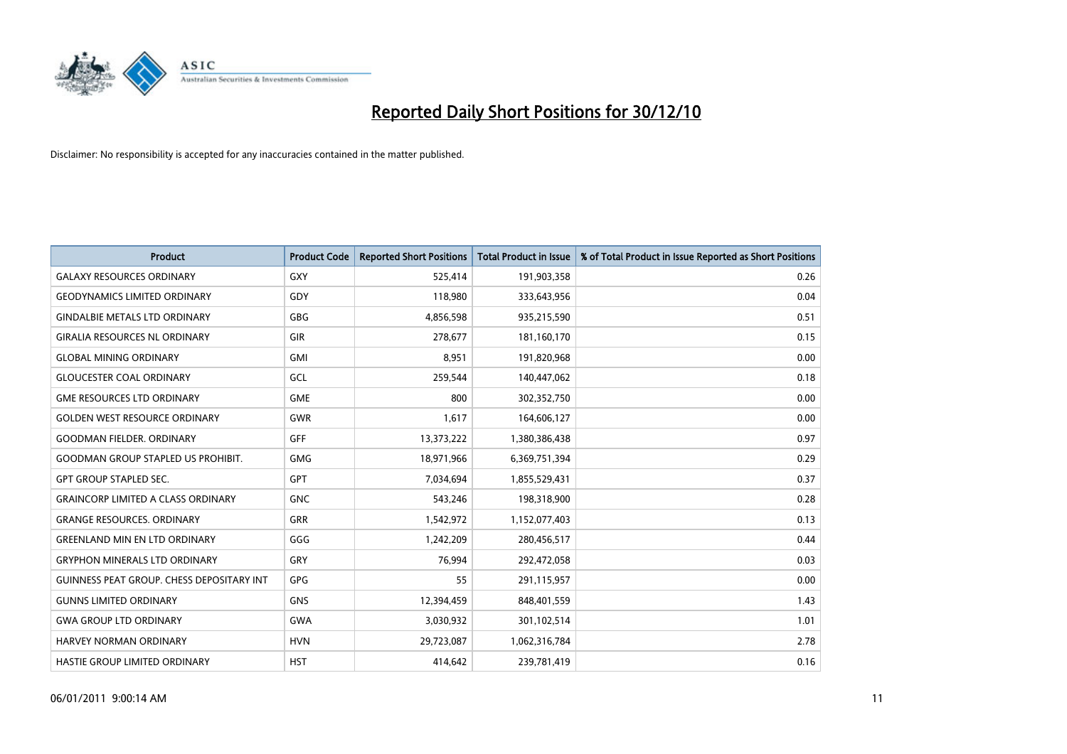# Reported Daily Short Positions for 30/12/10

Disclaimer: No responsibility is accepted for any inaccuracies contained in the matter published.

| Product | Product Code | Reported Short Positions | Total Product in Issue | % of Total Product in Issue Reported as Short Positions |
|---|---|---|---|---|
| GALAXY RESOURCES ORDINARY | GXY | 525,414 | 191,903,358 | 0.26 |
| GEODYNAMICS LIMITED ORDINARY | GDY | 118,980 | 333,643,956 | 0.04 |
| GINDALBIE METALS LTD ORDINARY | GBG | 4,856,598 | 935,215,590 | 0.51 |
| GIRALIA RESOURCES NL ORDINARY | GIR | 278,677 | 181,160,170 | 0.15 |
| GLOBAL MINING ORDINARY | GMI | 8,951 | 191,820,968 | 0.00 |
| GLOUCESTER COAL ORDINARY | GCL | 259,544 | 140,447,062 | 0.18 |
| GME RESOURCES LTD ORDINARY | GME | 800 | 302,352,750 | 0.00 |
| GOLDEN WEST RESOURCE ORDINARY | GWR | 1,617 | 164,606,127 | 0.00 |
| GOODMAN FIELDER. ORDINARY | GFF | 13,373,222 | 1,380,386,438 | 0.97 |
| GOODMAN GROUP STAPLED US PROHIBIT. | GMG | 18,971,966 | 6,369,751,394 | 0.29 |
| GPT GROUP STAPLED SEC. | GPT | 7,034,694 | 1,855,529,431 | 0.37 |
| GRAINCORP LIMITED A CLASS ORDINARY | GNC | 543,246 | 198,318,900 | 0.28 |
| GRANGE RESOURCES. ORDINARY | GRR | 1,542,972 | 1,152,077,403 | 0.13 |
| GREENLAND MIN EN LTD ORDINARY | GGG | 1,242,209 | 280,456,517 | 0.44 |
| GRYPHON MINERALS LTD ORDINARY | GRY | 76,994 | 292,472,058 | 0.03 |
| GUINNESS PEAT GROUP. CHESS DEPOSITARY INT | GPG | 55 | 291,115,957 | 0.00 |
| GUNNS LIMITED ORDINARY | GNS | 12,394,459 | 848,401,559 | 1.43 |
| GWA GROUP LTD ORDINARY | GWA | 3,030,932 | 301,102,514 | 1.01 |
| HARVEY NORMAN ORDINARY | HVN | 29,723,087 | 1,062,316,784 | 2.78 |
| HASTIE GROUP LIMITED ORDINARY | HST | 414,642 | 239,781,419 | 0.16 |

06/01/2011 9:00:14 AM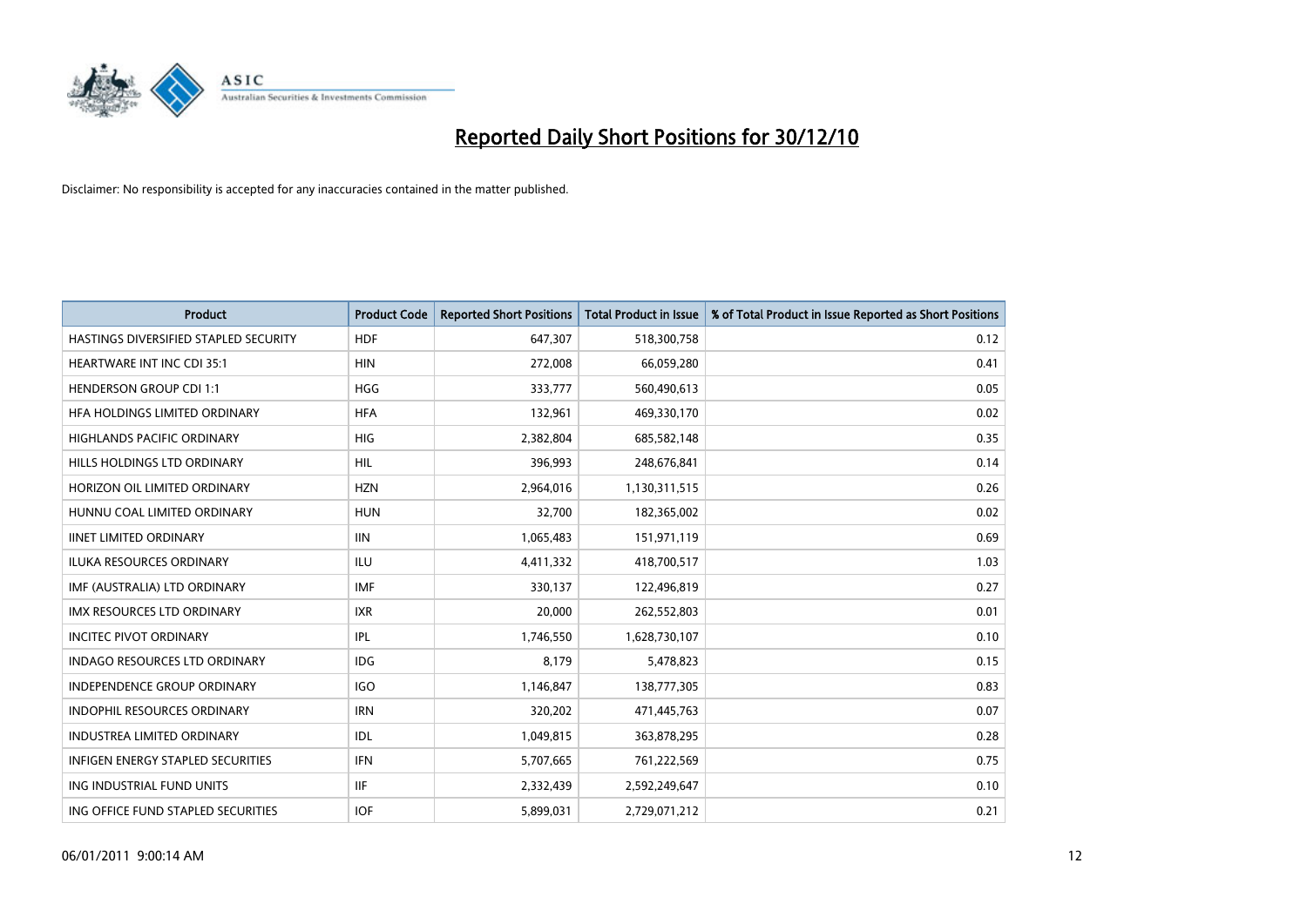# Reported Daily Short Positions for 30/12/10

Disclaimer: No responsibility is accepted for any inaccuracies contained in the matter published.

| Product | Product Code | Reported Short Positions | Total Product in Issue | % of Total Product in Issue Reported as Short Positions |
|---|---|---|---|---|
| HASTINGS DIVERSIFIED STAPLED SECURITY | HDF | 647,307 | 518,300,758 | 0.12 |
| HEARTWARE INT INC CDI 35:1 | HIN | 272,008 | 66,059,280 | 0.41 |
| HENDERSON GROUP CDI 1:1 | HGG | 333,777 | 560,490,613 | 0.05 |
| HFA HOLDINGS LIMITED ORDINARY | HFA | 132,961 | 469,330,170 | 0.02 |
| HIGHLANDS PACIFIC ORDINARY | HIG | 2,382,804 | 685,582,148 | 0.35 |
| HILLS HOLDINGS LTD ORDINARY | HIL | 396,993 | 248,676,841 | 0.14 |
| HORIZON OIL LIMITED ORDINARY | HZN | 2,964,016 | 1,130,311,515 | 0.26 |
| HUNNU COAL LIMITED ORDINARY | HUN | 32,700 | 182,365,002 | 0.02 |
| IINET LIMITED ORDINARY | IIN | 1,065,483 | 151,971,119 | 0.69 |
| ILUKA RESOURCES ORDINARY | ILU | 4,411,332 | 418,700,517 | 1.03 |
| IMF (AUSTRALIA) LTD ORDINARY | IMF | 330,137 | 122,496,819 | 0.27 |
| IMX RESOURCES LTD ORDINARY | IXR | 20,000 | 262,552,803 | 0.01 |
| INCITEC PIVOT ORDINARY | IPL | 1,746,550 | 1,628,730,107 | 0.10 |
| INDAGO RESOURCES LTD ORDINARY | IDG | 8,179 | 5,478,823 | 0.15 |
| INDEPENDENCE GROUP ORDINARY | IGO | 1,146,847 | 138,777,305 | 0.83 |
| INDOPHIL RESOURCES ORDINARY | IRN | 320,202 | 471,445,763 | 0.07 |
| INDUSTREA LIMITED ORDINARY | IDL | 1,049,815 | 363,878,295 | 0.28 |
| INFIGEN ENERGY STAPLED SECURITIES | IFN | 5,707,665 | 761,222,569 | 0.75 |
| ING INDUSTRIAL FUND UNITS | IIF | 2,332,439 | 2,592,249,647 | 0.10 |
| ING OFFICE FUND STAPLED SECURITIES | IOF | 5,899,031 | 2,729,071,212 | 0.21 |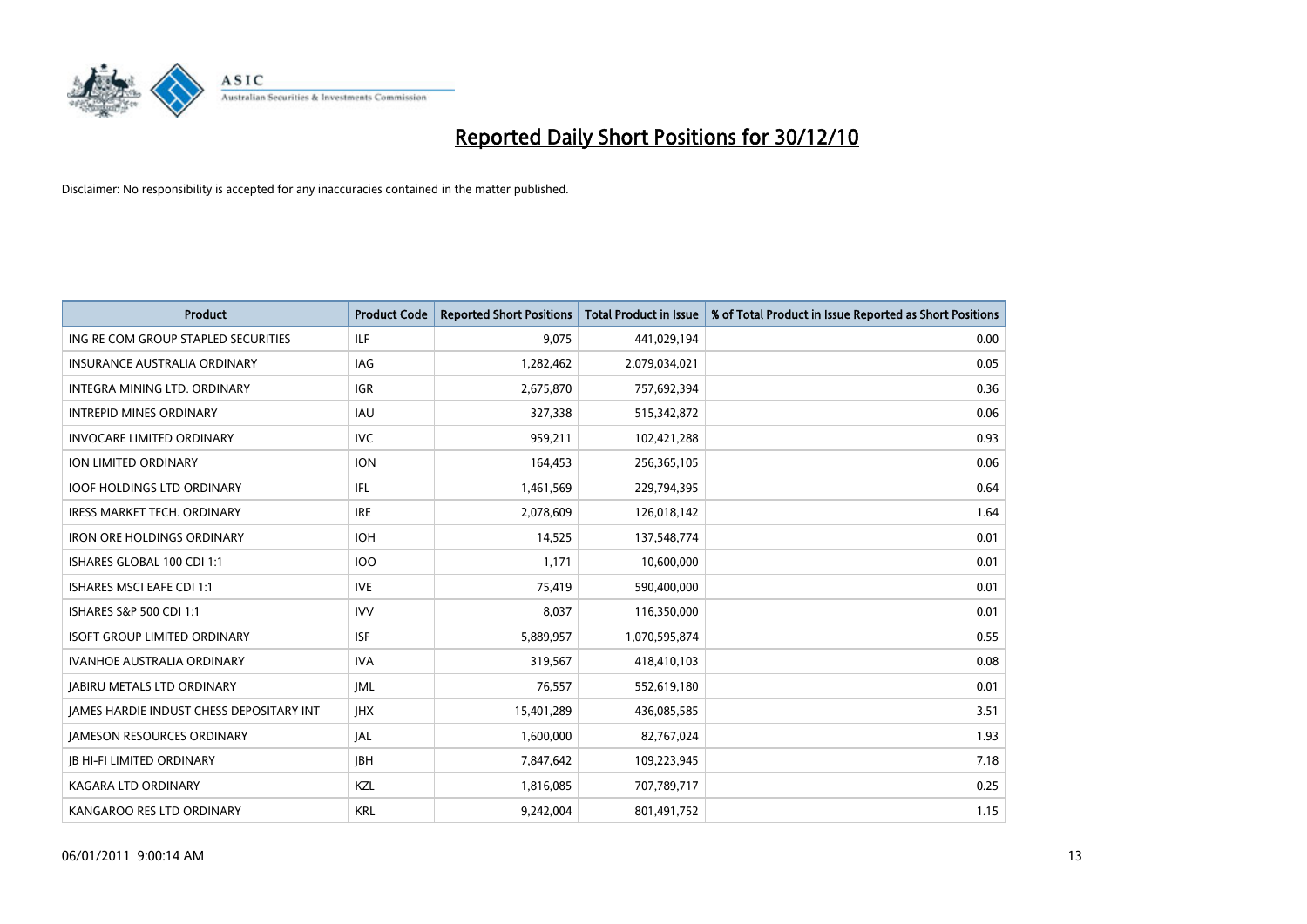# Reported Daily Short Positions for 30/12/10

Disclaimer: No responsibility is accepted for any inaccuracies contained in the matter published.

| Product | Product Code | Reported Short Positions | Total Product in Issue | % of Total Product in Issue Reported as Short Positions |
|---|---|---|---|---|
| ING RE COM GROUP STAPLED SECURITIES | ILF | 9,075 | 441,029,194 | 0.00 |
| INSURANCE AUSTRALIA ORDINARY | IAG | 1,282,462 | 2,079,034,021 | 0.05 |
| INTEGRA MINING LTD. ORDINARY | IGR | 2,675,870 | 757,692,394 | 0.36 |
| INTREPID MINES ORDINARY | IAU | 327,338 | 515,342,872 | 0.06 |
| INVOCARE LIMITED ORDINARY | IVC | 959,211 | 102,421,288 | 0.93 |
| ION LIMITED ORDINARY | ION | 164,453 | 256,365,105 | 0.06 |
| IOOF HOLDINGS LTD ORDINARY | IFL | 1,461,569 | 229,794,395 | 0.64 |
| IRESS MARKET TECH. ORDINARY | IRE | 2,078,609 | 126,018,142 | 1.64 |
| IRON ORE HOLDINGS ORDINARY | IOH | 14,525 | 137,548,774 | 0.01 |
| ISHARES GLOBAL 100 CDI 1:1 | IOO | 1,171 | 10,600,000 | 0.01 |
| ISHARES MSCI EAFE CDI 1:1 | IVE | 75,419 | 590,400,000 | 0.01 |
| ISHARES S&P 500 CDI 1:1 | IVV | 8,037 | 116,350,000 | 0.01 |
| ISOFT GROUP LIMITED ORDINARY | ISF | 5,889,957 | 1,070,595,874 | 0.55 |
| IVANHOE AUSTRALIA ORDINARY | IVA | 319,567 | 418,410,103 | 0.08 |
| JABIRU METALS LTD ORDINARY | JML | 76,557 | 552,619,180 | 0.01 |
| JAMES HARDIE INDUST CHESS DEPOSITARY INT | JHX | 15,401,289 | 436,085,585 | 3.51 |
| JAMESON RESOURCES ORDINARY | JAL | 1,600,000 | 82,767,024 | 1.93 |
| JB HI-FI LIMITED ORDINARY | JBH | 7,847,642 | 109,223,945 | 7.18 |
| KAGARA LTD ORDINARY | KZL | 1,816,085 | 707,789,717 | 0.25 |
| KANGAROO RES LTD ORDINARY | KRL | 9,242,004 | 801,491,752 | 1.15 |

06/01/2011 9:00:14 AM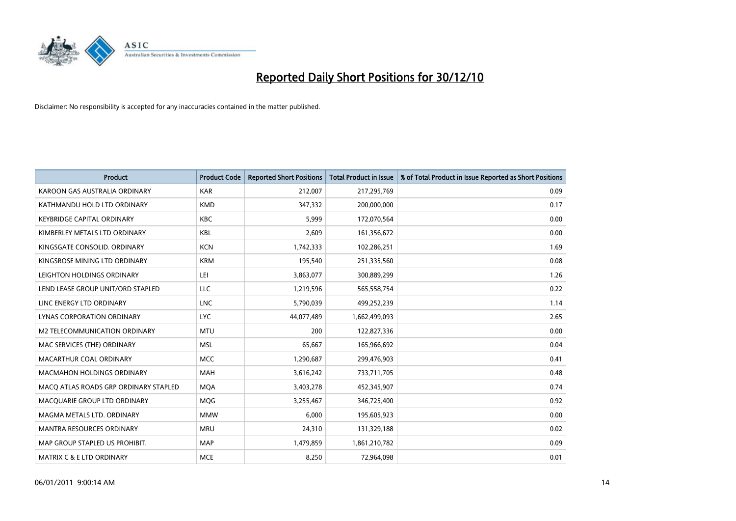# Reported Daily Short Positions for 30/12/10

Disclaimer: No responsibility is accepted for any inaccuracies contained in the matter published.

| Product | Product Code | Reported Short Positions | Total Product in Issue | % of Total Product in Issue Reported as Short Positions |
|---|---|---|---|---|
| KAROON GAS AUSTRALIA ORDINARY | KAR | 212,007 | 217,295,769 | 0.09 |
| KATHMANDU HOLD LTD ORDINARY | KMD | 347,332 | 200,000,000 | 0.17 |
| KEYBRIDGE CAPITAL ORDINARY | KBC | 5,999 | 172,070,564 | 0.00 |
| KIMBERLEY METALS LTD ORDINARY | KBL | 2,609 | 161,356,672 | 0.00 |
| KINGSGATE CONSOLID. ORDINARY | KCN | 1,742,333 | 102,286,251 | 1.69 |
| KINGSROSE MINING LTD ORDINARY | KRM | 195,540 | 251,335,560 | 0.08 |
| LEIGHTON HOLDINGS ORDINARY | LEI | 3,863,077 | 300,889,299 | 1.26 |
| LEND LEASE GROUP UNIT/ORD STAPLED | LLC | 1,219,596 | 565,558,754 | 0.22 |
| LINC ENERGY LTD ORDINARY | LNC | 5,790,039 | 499,252,239 | 1.14 |
| LYNAS CORPORATION ORDINARY | LYC | 44,077,489 | 1,662,499,093 | 2.65 |
| M2 TELECOMMUNICATION ORDINARY | MTU | 200 | 122,827,336 | 0.00 |
| MAC SERVICES (THE) ORDINARY | MSL | 65,667 | 165,966,692 | 0.04 |
| MACARTHUR COAL ORDINARY | MCC | 1,290,687 | 299,476,903 | 0.41 |
| MACMAHON HOLDINGS ORDINARY | MAH | 3,616,242 | 733,711,705 | 0.48 |
| MACQ ATLAS ROADS GRP ORDINARY STAPLED | MQA | 3,403,278 | 452,345,907 | 0.74 |
| MACQUARIE GROUP LTD ORDINARY | MQG | 3,255,467 | 346,725,400 | 0.92 |
| MAGMA METALS LTD. ORDINARY | MMW | 6,000 | 195,605,923 | 0.00 |
| MANTRA RESOURCES ORDINARY | MRU | 24,310 | 131,329,188 | 0.02 |
| MAP GROUP STAPLED US PROHIBIT. | MAP | 1,479,859 | 1,861,210,782 | 0.09 |
| MATRIX C & E LTD ORDINARY | MCE | 8,250 | 72,964,098 | 0.01 |

06/01/2011 9:00:14 AM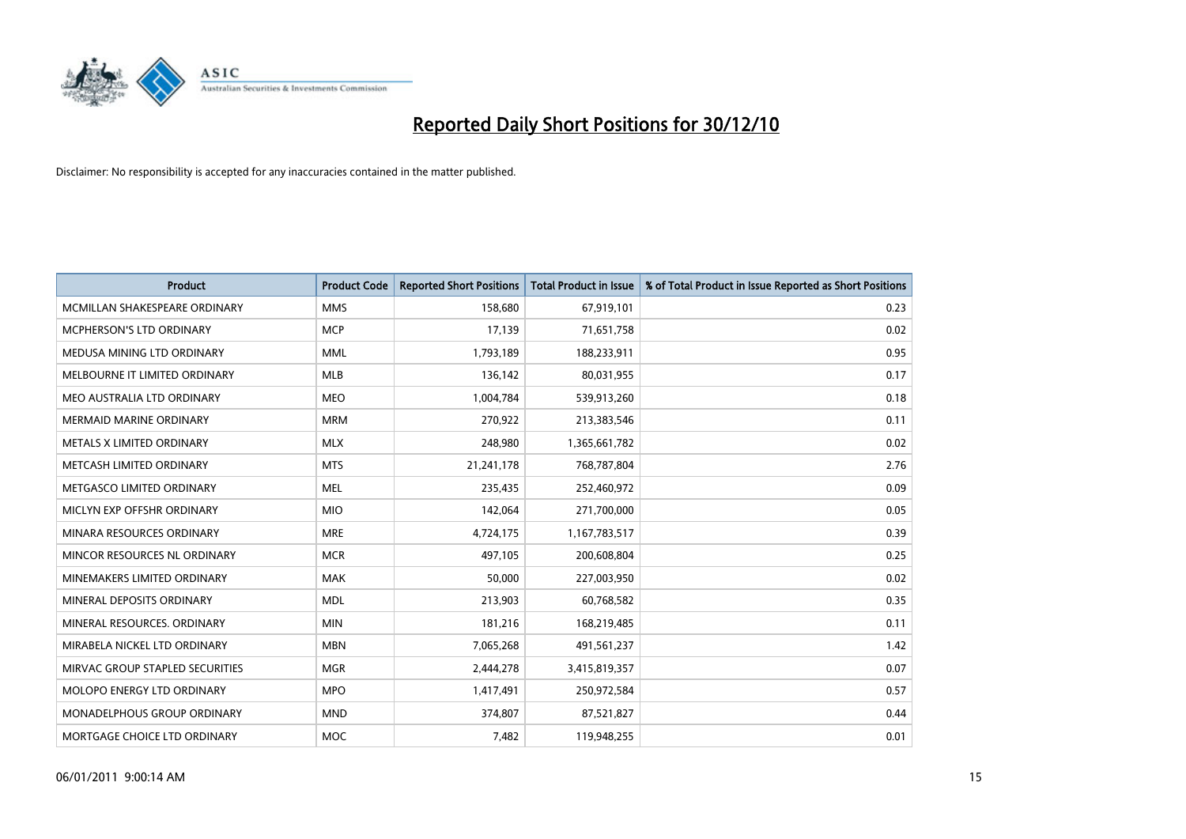# Reported Daily Short Positions for 30/12/10

Disclaimer: No responsibility is accepted for any inaccuracies contained in the matter published.

| Product | Product Code | Reported Short Positions | Total Product in Issue | % of Total Product in Issue Reported as Short Positions |
|---|---|---|---|---|
| MCMILLAN SHAKESPEARE ORDINARY | MMS | 158,680 | 67,919,101 | 0.23 |
| MCPHERSON'S LTD ORDINARY | MCP | 17,139 | 71,651,758 | 0.02 |
| MEDUSA MINING LTD ORDINARY | MML | 1,793,189 | 188,233,911 | 0.95 |
| MELBOURNE IT LIMITED ORDINARY | MLB | 136,142 | 80,031,955 | 0.17 |
| MEO AUSTRALIA LTD ORDINARY | MEO | 1,004,784 | 539,913,260 | 0.18 |
| MERMAID MARINE ORDINARY | MRM | 270,922 | 213,383,546 | 0.11 |
| METALS X LIMITED ORDINARY | MLX | 248,980 | 1,365,661,782 | 0.02 |
| METCASH LIMITED ORDINARY | MTS | 21,241,178 | 768,787,804 | 2.76 |
| METGASCO LIMITED ORDINARY | MEL | 235,435 | 252,460,972 | 0.09 |
| MICLYN EXP OFFSHR ORDINARY | MIO | 142,064 | 271,700,000 | 0.05 |
| MINARA RESOURCES ORDINARY | MRE | 4,724,175 | 1,167,783,517 | 0.39 |
| MINCOR RESOURCES NL ORDINARY | MCR | 497,105 | 200,608,804 | 0.25 |
| MINEMAKERS LIMITED ORDINARY | MAK | 50,000 | 227,003,950 | 0.02 |
| MINERAL DEPOSITS ORDINARY | MDL | 213,903 | 60,768,582 | 0.35 |
| MINERAL RESOURCES. ORDINARY | MIN | 181,216 | 168,219,485 | 0.11 |
| MIRABELA NICKEL LTD ORDINARY | MBN | 7,065,268 | 491,561,237 | 1.42 |
| MIRVAC GROUP STAPLED SECURITIES | MGR | 2,444,278 | 3,415,819,357 | 0.07 |
| MOLOPO ENERGY LTD ORDINARY | MPO | 1,417,491 | 250,972,584 | 0.57 |
| MONADELPHOUS GROUP ORDINARY | MND | 374,807 | 87,521,827 | 0.44 |
| MORTGAGE CHOICE LTD ORDINARY | MOC | 7,482 | 119,948,255 | 0.01 |

06/01/2011 9:00:14 AM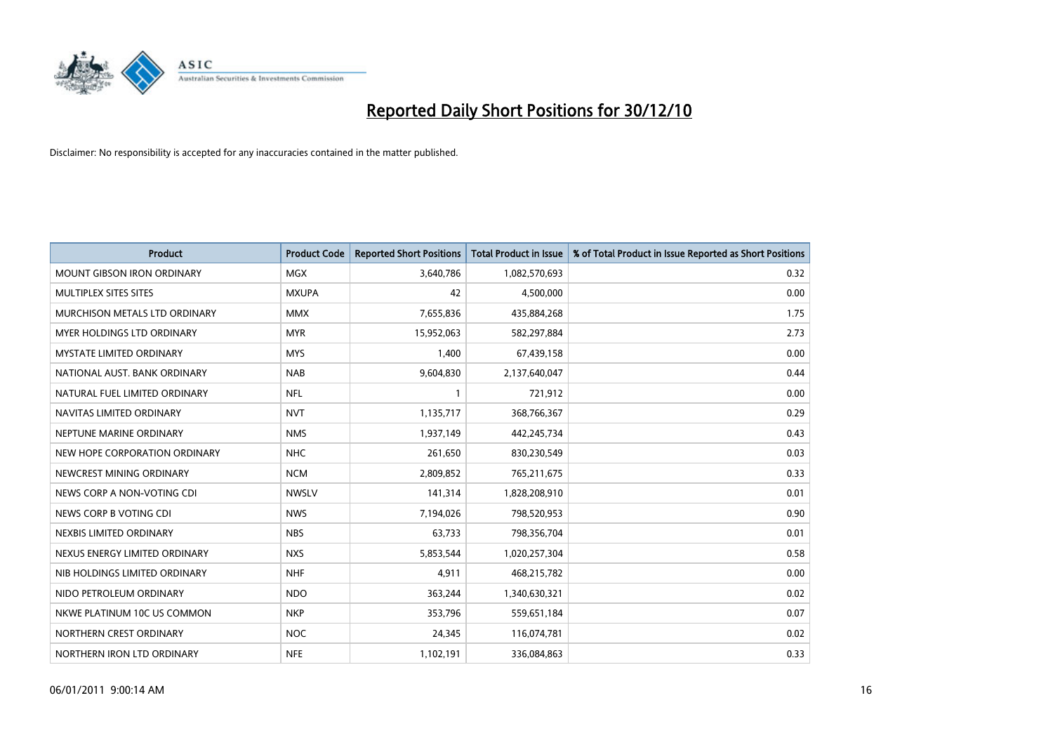# Reported Daily Short Positions for 30/12/10

Disclaimer: No responsibility is accepted for any inaccuracies contained in the matter published.

| Product | Product Code | Reported Short Positions | Total Product in Issue | % of Total Product in Issue Reported as Short Positions |
|---|---|---|---|---|
| MOUNT GIBSON IRON ORDINARY | MGX | 3,640,786 | 1,082,570,693 | 0.32 |
| MULTIPLEX SITES SITES | MXUPA | 42 | 4,500,000 | 0.00 |
| MURCHISON METALS LTD ORDINARY | MMX | 7,655,836 | 435,884,268 | 1.75 |
| MYER HOLDINGS LTD ORDINARY | MYR | 15,952,063 | 582,297,884 | 2.73 |
| MYSTATE LIMITED ORDINARY | MYS | 1,400 | 67,439,158 | 0.00 |
| NATIONAL AUST. BANK ORDINARY | NAB | 9,604,830 | 2,137,640,047 | 0.44 |
| NATURAL FUEL LIMITED ORDINARY | NFL | 1 | 721,912 | 0.00 |
| NAVITAS LIMITED ORDINARY | NVT | 1,135,717 | 368,766,367 | 0.29 |
| NEPTUNE MARINE ORDINARY | NMS | 1,937,149 | 442,245,734 | 0.43 |
| NEW HOPE CORPORATION ORDINARY | NHC | 261,650 | 830,230,549 | 0.03 |
| NEWCREST MINING ORDINARY | NCM | 2,809,852 | 765,211,675 | 0.33 |
| NEWS CORP A NON-VOTING CDI | NWSLV | 141,314 | 1,828,208,910 | 0.01 |
| NEWS CORP B VOTING CDI | NWS | 7,194,026 | 798,520,953 | 0.90 |
| NEXBIS LIMITED ORDINARY | NBS | 63,733 | 798,356,704 | 0.01 |
| NEXUS ENERGY LIMITED ORDINARY | NXS | 5,853,544 | 1,020,257,304 | 0.58 |
| NIB HOLDINGS LIMITED ORDINARY | NHF | 4,911 | 468,215,782 | 0.00 |
| NIDO PETROLEUM ORDINARY | NDO | 363,244 | 1,340,630,321 | 0.02 |
| NKWE PLATINUM 10C US COMMON | NKP | 353,796 | 559,651,184 | 0.07 |
| NORTHERN CREST ORDINARY | NOC | 24,345 | 116,074,781 | 0.02 |
| NORTHERN IRON LTD ORDINARY | NFE | 1,102,191 | 336,084,863 | 0.33 |

06/01/2011 9:00:14 AM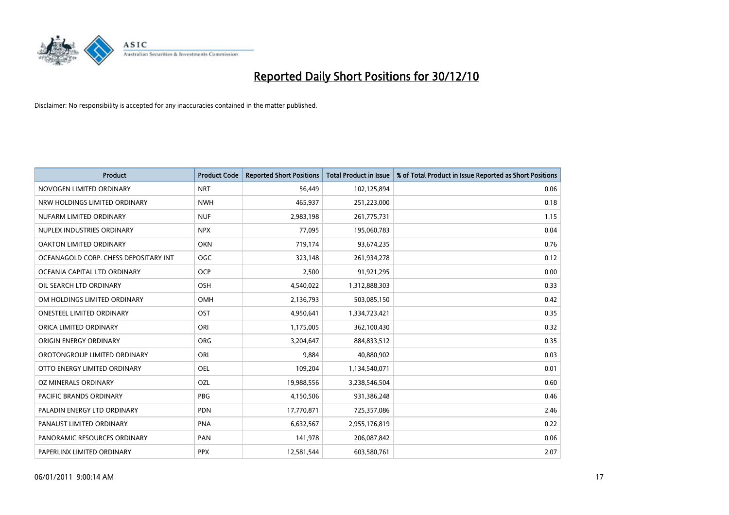# Reported Daily Short Positions for 30/12/10

Disclaimer: No responsibility is accepted for any inaccuracies contained in the matter published.

| Product | Product Code | Reported Short Positions | Total Product in Issue | % of Total Product in Issue Reported as Short Positions |
|---|---|---|---|---|
| NOVOGEN LIMITED ORDINARY | NRT | 56,449 | 102,125,894 | 0.06 |
| NRW HOLDINGS LIMITED ORDINARY | NWH | 465,937 | 251,223,000 | 0.18 |
| NUFARM LIMITED ORDINARY | NUF | 2,983,198 | 261,775,731 | 1.15 |
| NUPLEX INDUSTRIES ORDINARY | NPX | 77,095 | 195,060,783 | 0.04 |
| OAKTON LIMITED ORDINARY | OKN | 719,174 | 93,674,235 | 0.76 |
| OCEANAGOLD CORP. CHESS DEPOSITARY INT | OGC | 323,148 | 261,934,278 | 0.12 |
| OCEANIA CAPITAL LTD ORDINARY | OCP | 2,500 | 91,921,295 | 0.00 |
| OIL SEARCH LTD ORDINARY | OSH | 4,540,022 | 1,312,888,303 | 0.33 |
| OM HOLDINGS LIMITED ORDINARY | OMH | 2,136,793 | 503,085,150 | 0.42 |
| ONESTEEL LIMITED ORDINARY | OST | 4,950,641 | 1,334,723,421 | 0.35 |
| ORICA LIMITED ORDINARY | ORI | 1,175,005 | 362,100,430 | 0.32 |
| ORIGIN ENERGY ORDINARY | ORG | 3,204,647 | 884,833,512 | 0.35 |
| OROTONGROUP LIMITED ORDINARY | ORL | 9,884 | 40,880,902 | 0.03 |
| OTTO ENERGY LIMITED ORDINARY | OEL | 109,204 | 1,134,540,071 | 0.01 |
| OZ MINERALS ORDINARY | OZL | 19,988,556 | 3,238,546,504 | 0.60 |
| PACIFIC BRANDS ORDINARY | PBG | 4,150,506 | 931,386,248 | 0.46 |
| PALADIN ENERGY LTD ORDINARY | PDN | 17,770,871 | 725,357,086 | 2.46 |
| PANAUST LIMITED ORDINARY | PNA | 6,632,567 | 2,955,176,819 | 0.22 |
| PANORAMIC RESOURCES ORDINARY | PAN | 141,978 | 206,087,842 | 0.06 |
| PAPERLINX LIMITED ORDINARY | PPX | 12,581,544 | 603,580,761 | 2.07 |

06/01/2011 9:00:14 AM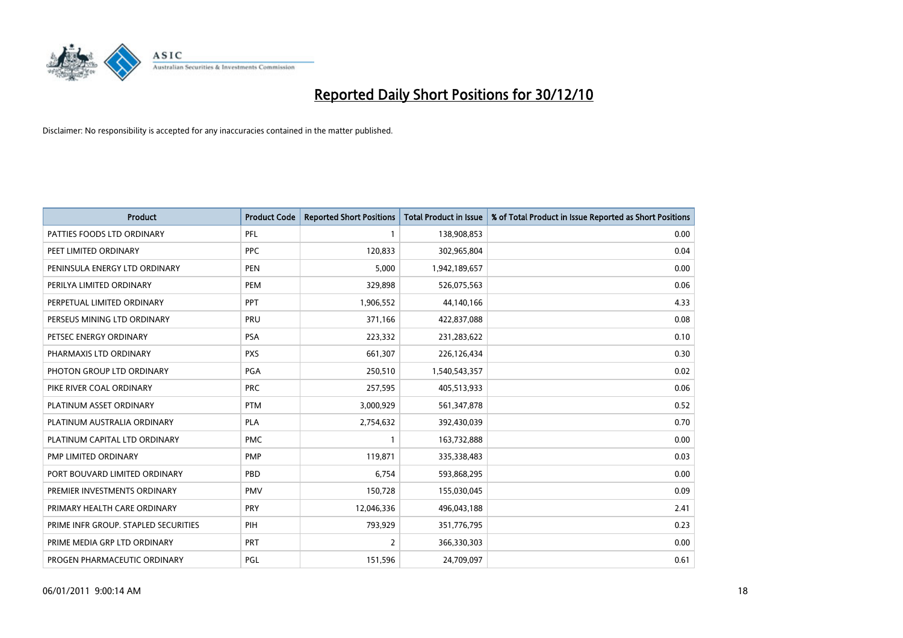# Reported Daily Short Positions for 30/12/10

Disclaimer: No responsibility is accepted for any inaccuracies contained in the matter published.

| Product | Product Code | Reported Short Positions | Total Product in Issue | % of Total Product in Issue Reported as Short Positions |
|---|---|---|---|---|
| PATTIES FOODS LTD ORDINARY | PFL | 1 | 138,908,853 | 0.00 |
| PEET LIMITED ORDINARY | PPC | 120,833 | 302,965,804 | 0.04 |
| PENINSULA ENERGY LTD ORDINARY | PEN | 5,000 | 1,942,189,657 | 0.00 |
| PERILYA LIMITED ORDINARY | PEM | 329,898 | 526,075,563 | 0.06 |
| PERPETUAL LIMITED ORDINARY | PPT | 1,906,552 | 44,140,166 | 4.33 |
| PERSEUS MINING LTD ORDINARY | PRU | 371,166 | 422,837,088 | 0.08 |
| PETSEC ENERGY ORDINARY | PSA | 223,332 | 231,283,622 | 0.10 |
| PHARMAXIS LTD ORDINARY | PXS | 661,307 | 226,126,434 | 0.30 |
| PHOTON GROUP LTD ORDINARY | PGA | 250,510 | 1,540,543,357 | 0.02 |
| PIKE RIVER COAL ORDINARY | PRC | 257,595 | 405,513,933 | 0.06 |
| PLATINUM ASSET ORDINARY | PTM | 3,000,929 | 561,347,878 | 0.52 |
| PLATINUM AUSTRALIA ORDINARY | PLA | 2,754,632 | 392,430,039 | 0.70 |
| PLATINUM CAPITAL LTD ORDINARY | PMC | 1 | 163,732,888 | 0.00 |
| PMP LIMITED ORDINARY | PMP | 119,871 | 335,338,483 | 0.03 |
| PORT BOUVARD LIMITED ORDINARY | PBD | 6,754 | 593,868,295 | 0.00 |
| PREMIER INVESTMENTS ORDINARY | PMV | 150,728 | 155,030,045 | 0.09 |
| PRIMARY HEALTH CARE ORDINARY | PRY | 12,046,336 | 496,043,188 | 2.41 |
| PRIME INFR GROUP. STAPLED SECURITIES | PIH | 793,929 | 351,776,795 | 0.23 |
| PRIME MEDIA GRP LTD ORDINARY | PRT | 2 | 366,330,303 | 0.00 |
| PROGEN PHARMACEUTIC ORDINARY | PGL | 151,596 | 24,709,097 | 0.61 |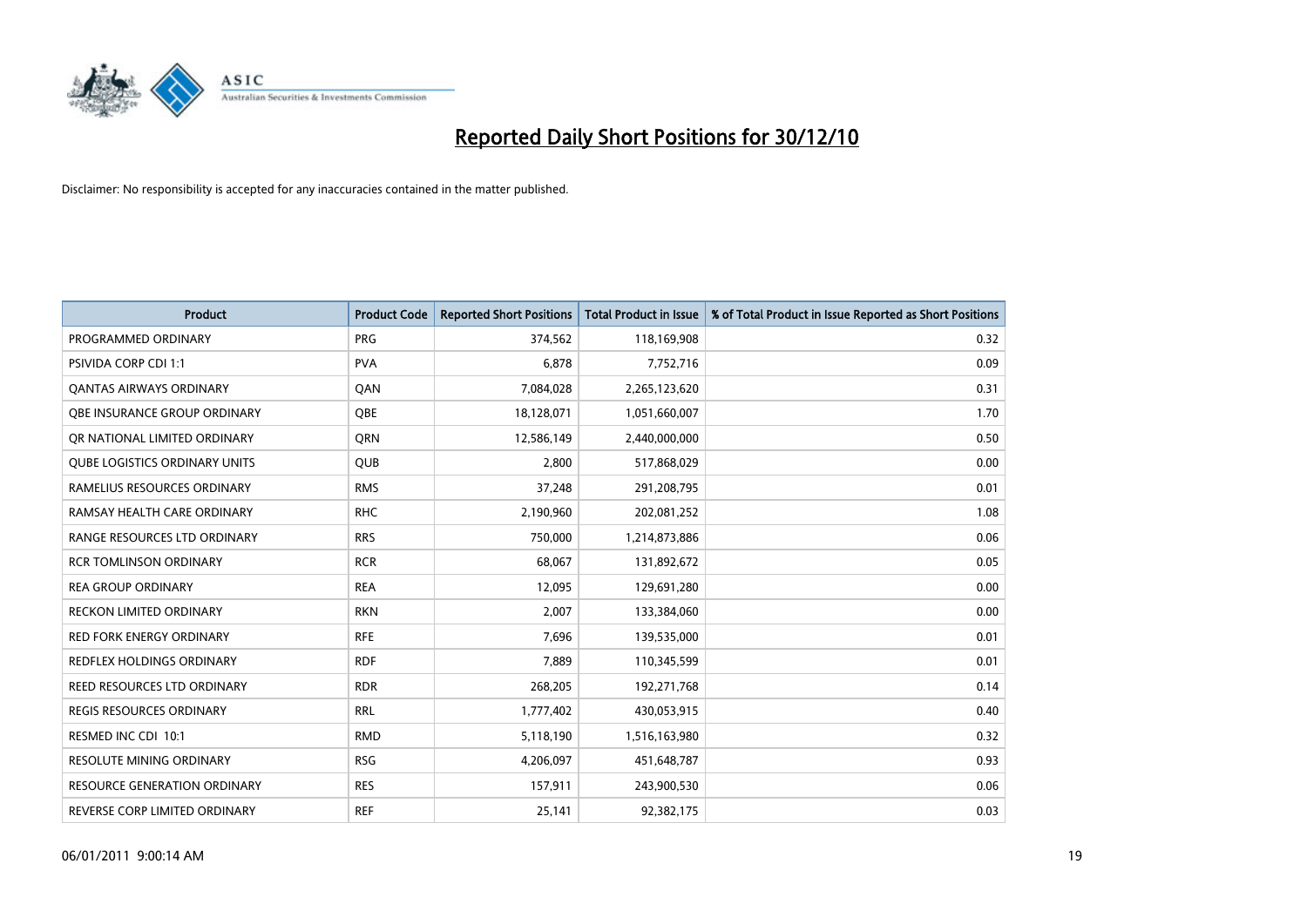# Reported Daily Short Positions for 30/12/10

Disclaimer: No responsibility is accepted for any inaccuracies contained in the matter published.

| Product | Product Code | Reported Short Positions | Total Product in Issue | % of Total Product in Issue Reported as Short Positions |
|---|---|---|---|---|
| PROGRAMMED ORDINARY | PRG | 374,562 | 118,169,908 | 0.32 |
| PSIVIDA CORP CDI 1:1 | PVA | 6,878 | 7,752,716 | 0.09 |
| QANTAS AIRWAYS ORDINARY | QAN | 7,084,028 | 2,265,123,620 | 0.31 |
| QBE INSURANCE GROUP ORDINARY | QBE | 18,128,071 | 1,051,660,007 | 1.70 |
| QR NATIONAL LIMITED ORDINARY | QRN | 12,586,149 | 2,440,000,000 | 0.50 |
| QUBE LOGISTICS ORDINARY UNITS | QUB | 2,800 | 517,868,029 | 0.00 |
| RAMELIUS RESOURCES ORDINARY | RMS | 37,248 | 291,208,795 | 0.01 |
| RAMSAY HEALTH CARE ORDINARY | RHC | 2,190,960 | 202,081,252 | 1.08 |
| RANGE RESOURCES LTD ORDINARY | RRS | 750,000 | 1,214,873,886 | 0.06 |
| RCR TOMLINSON ORDINARY | RCR | 68,067 | 131,892,672 | 0.05 |
| REA GROUP ORDINARY | REA | 12,095 | 129,691,280 | 0.00 |
| RECKON LIMITED ORDINARY | RKN | 2,007 | 133,384,060 | 0.00 |
| RED FORK ENERGY ORDINARY | RFE | 7,696 | 139,535,000 | 0.01 |
| REDFLEX HOLDINGS ORDINARY | RDF | 7,889 | 110,345,599 | 0.01 |
| REED RESOURCES LTD ORDINARY | RDR | 268,205 | 192,271,768 | 0.14 |
| REGIS RESOURCES ORDINARY | RRL | 1,777,402 | 430,053,915 | 0.40 |
| RESMED INC CDI 10:1 | RMD | 5,118,190 | 1,516,163,980 | 0.32 |
| RESOLUTE MINING ORDINARY | RSG | 4,206,097 | 451,648,787 | 0.93 |
| RESOURCE GENERATION ORDINARY | RES | 157,911 | 243,900,530 | 0.06 |
| REVERSE CORP LIMITED ORDINARY | REF | 25,141 | 92,382,175 | 0.03 |

06/01/2011 9:00:14 AM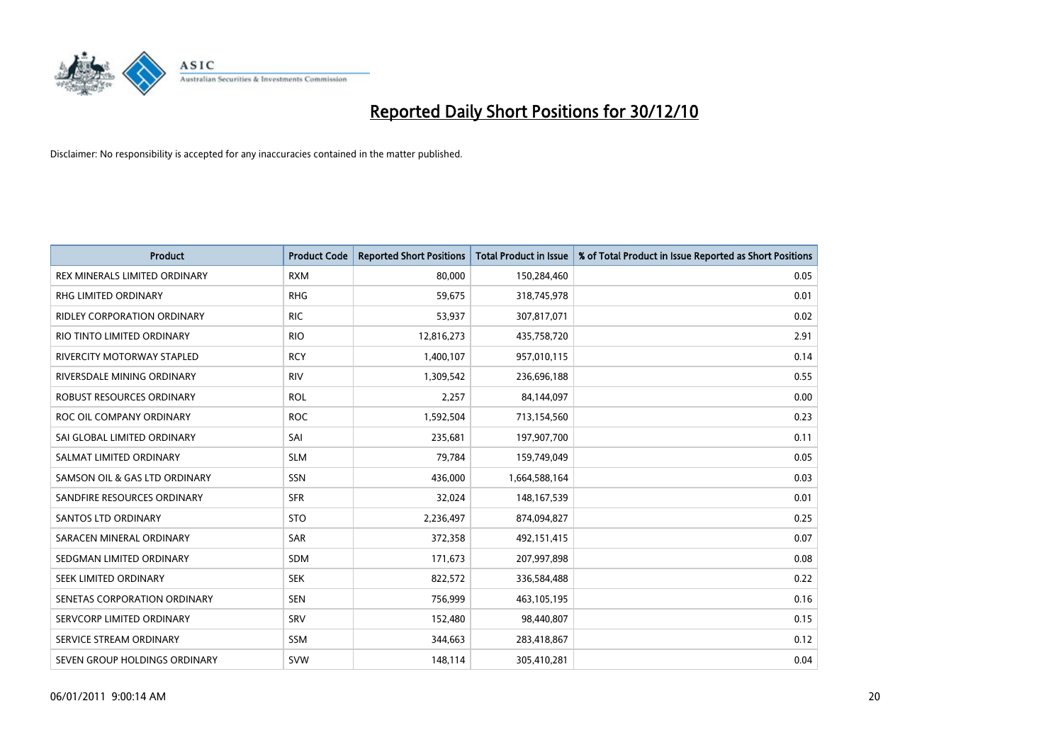# Reported Daily Short Positions for 30/12/10

Disclaimer: No responsibility is accepted for any inaccuracies contained in the matter published.

| Product | Product Code | Reported Short Positions | Total Product in Issue | % of Total Product in Issue Reported as Short Positions |
|---|---|---|---|---|
| REX MINERALS LIMITED ORDINARY | RXM | 80,000 | 150,284,460 | 0.05 |
| RHG LIMITED ORDINARY | RHG | 59,675 | 318,745,978 | 0.01 |
| RIDLEY CORPORATION ORDINARY | RIC | 53,937 | 307,817,071 | 0.02 |
| RIO TINTO LIMITED ORDINARY | RIO | 12,816,273 | 435,758,720 | 2.91 |
| RIVERCITY MOTORWAY STAPLED | RCY | 1,400,107 | 957,010,115 | 0.14 |
| RIVERSDALE MINING ORDINARY | RIV | 1,309,542 | 236,696,188 | 0.55 |
| ROBUST RESOURCES ORDINARY | ROL | 2,257 | 84,144,097 | 0.00 |
| ROC OIL COMPANY ORDINARY | ROC | 1,592,504 | 713,154,560 | 0.23 |
| SAI GLOBAL LIMITED ORDINARY | SAI | 235,681 | 197,907,700 | 0.11 |
| SALMAT LIMITED ORDINARY | SLM | 79,784 | 159,749,049 | 0.05 |
| SAMSON OIL & GAS LTD ORDINARY | SSN | 436,000 | 1,664,588,164 | 0.03 |
| SANDFIRE RESOURCES ORDINARY | SFR | 32,024 | 148,167,539 | 0.01 |
| SANTOS LTD ORDINARY | STO | 2,236,497 | 874,094,827 | 0.25 |
| SARACEN MINERAL ORDINARY | SAR | 372,358 | 492,151,415 | 0.07 |
| SEDGMAN LIMITED ORDINARY | SDM | 171,673 | 207,997,898 | 0.08 |
| SEEK LIMITED ORDINARY | SEK | 822,572 | 336,584,488 | 0.22 |
| SENETAS CORPORATION ORDINARY | SEN | 756,999 | 463,105,195 | 0.16 |
| SERVCORP LIMITED ORDINARY | SRV | 152,480 | 98,440,807 | 0.15 |
| SERVICE STREAM ORDINARY | SSM | 344,663 | 283,418,867 | 0.12 |
| SEVEN GROUP HOLDINGS ORDINARY | SVW | 148,114 | 305,410,281 | 0.04 |

06/01/2011 9:00:14 AM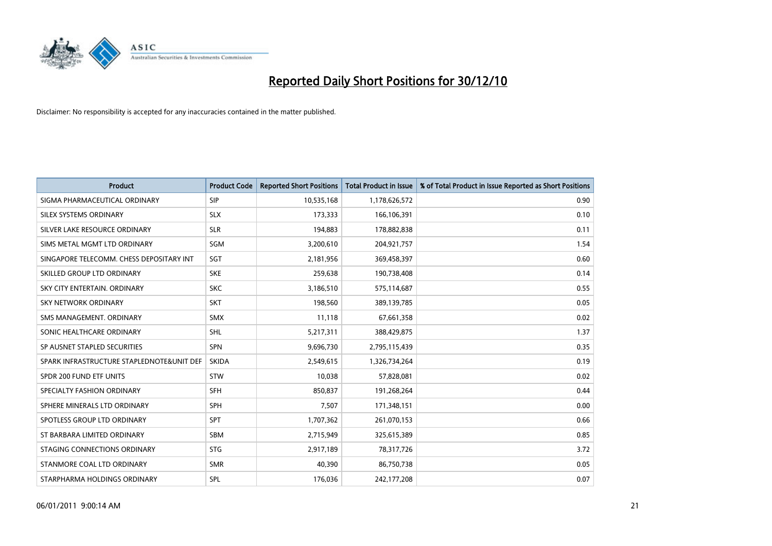# Reported Daily Short Positions for 30/12/10

Disclaimer: No responsibility is accepted for any inaccuracies contained in the matter published.

| Product | Product Code | Reported Short Positions | Total Product in Issue | % of Total Product in Issue Reported as Short Positions |
| --- | --- | --- | --- | --- |
| SIGMA PHARMACEUTICAL ORDINARY | SIP | 10,535,168 | 1,178,626,572 | 0.90 |
| SILEX SYSTEMS ORDINARY | SLX | 173,333 | 166,106,391 | 0.10 |
| SILVER LAKE RESOURCE ORDINARY | SLR | 194,883 | 178,882,838 | 0.11 |
| SIMS METAL MGMT LTD ORDINARY | SGM | 3,200,610 | 204,921,757 | 1.54 |
| SINGAPORE TELECOMM. CHESS DEPOSITARY INT | SGT | 2,181,956 | 369,458,397 | 0.60 |
| SKILLED GROUP LTD ORDINARY | SKE | 259,638 | 190,738,408 | 0.14 |
| SKY CITY ENTERTAIN. ORDINARY | SKC | 3,186,510 | 575,114,687 | 0.55 |
| SKY NETWORK ORDINARY | SKT | 198,560 | 389,139,785 | 0.05 |
| SMS MANAGEMENT. ORDINARY | SMX | 11,118 | 67,661,358 | 0.02 |
| SONIC HEALTHCARE ORDINARY | SHL | 5,217,311 | 388,429,875 | 1.37 |
| SP AUSNET STAPLED SECURITIES | SPN | 9,696,730 | 2,795,115,439 | 0.35 |
| SPARK INFRASTRUCTURE STAPLEDNOTE&UNIT DEF | SKIDA | 2,549,615 | 1,326,734,264 | 0.19 |
| SPDR 200 FUND ETF UNITS | STW | 10,038 | 57,828,081 | 0.02 |
| SPECIALTY FASHION ORDINARY | SFH | 850,837 | 191,268,264 | 0.44 |
| SPHERE MINERALS LTD ORDINARY | SPH | 7,507 | 171,348,151 | 0.00 |
| SPOTLESS GROUP LTD ORDINARY | SPT | 1,707,362 | 261,070,153 | 0.66 |
| ST BARBARA LIMITED ORDINARY | SBM | 2,715,949 | 325,615,389 | 0.85 |
| STAGING CONNECTIONS ORDINARY | STG | 2,917,189 | 78,317,726 | 3.72 |
| STANMORE COAL LTD ORDINARY | SMR | 40,390 | 86,750,738 | 0.05 |
| STARPHARMA HOLDINGS ORDINARY | SPL | 176,036 | 242,177,208 | 0.07 |

06/01/2011 9:00:14 AM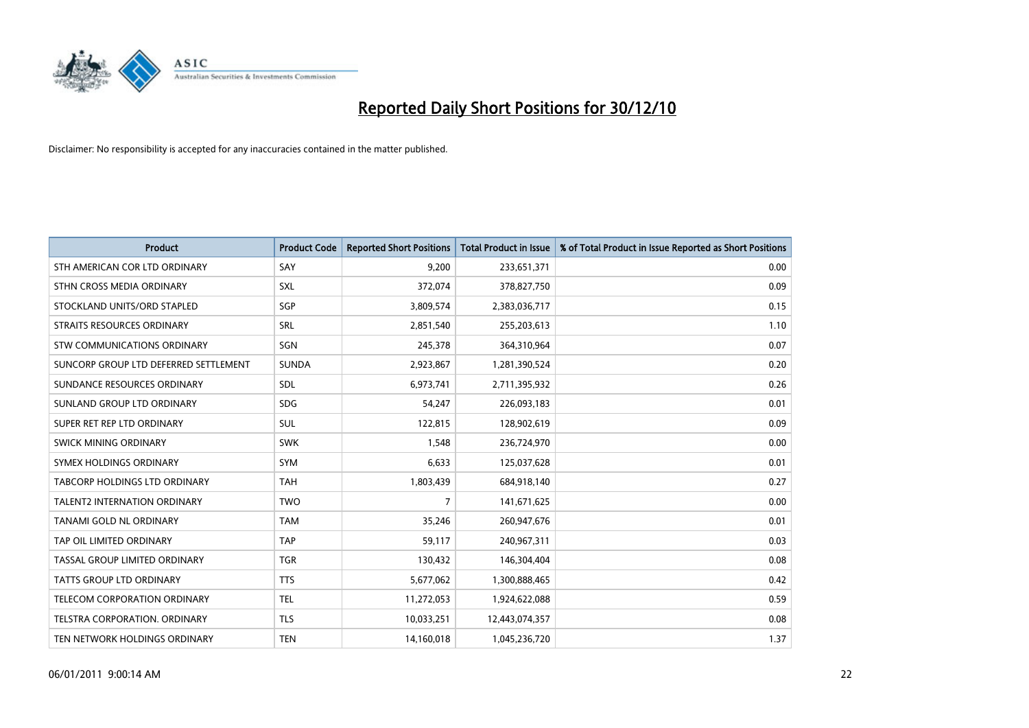# Reported Daily Short Positions for 30/12/10

Disclaimer: No responsibility is accepted for any inaccuracies contained in the matter published.

| Product | Product Code | Reported Short Positions | Total Product in Issue | % of Total Product in Issue Reported as Short Positions |
| --- | --- | --- | --- | --- |
| STH AMERICAN COR LTD ORDINARY | SAY | 9,200 | 233,651,371 | 0.00 |
| STHN CROSS MEDIA ORDINARY | SXL | 372,074 | 378,827,750 | 0.09 |
| STOCKLAND UNITS/ORD STAPLED | SGP | 3,809,574 | 2,383,036,717 | 0.15 |
| STRAITS RESOURCES ORDINARY | SRL | 2,851,540 | 255,203,613 | 1.10 |
| STW COMMUNICATIONS ORDINARY | SGN | 245,378 | 364,310,964 | 0.07 |
| SUNCORP GROUP LTD DEFERRED SETTLEMENT | SUNDA | 2,923,867 | 1,281,390,524 | 0.20 |
| SUNDANCE RESOURCES ORDINARY | SDL | 6,973,741 | 2,711,395,932 | 0.26 |
| SUNLAND GROUP LTD ORDINARY | SDG | 54,247 | 226,093,183 | 0.01 |
| SUPER RET REP LTD ORDINARY | SUL | 122,815 | 128,902,619 | 0.09 |
| SWICK MINING ORDINARY | SWK | 1,548 | 236,724,970 | 0.00 |
| SYMEX HOLDINGS ORDINARY | SYM | 6,633 | 125,037,628 | 0.01 |
| TABCORP HOLDINGS LTD ORDINARY | TAH | 1,803,439 | 684,918,140 | 0.27 |
| TALENT2 INTERNATION ORDINARY | TWO | 7 | 141,671,625 | 0.00 |
| TANAMI GOLD NL ORDINARY | TAM | 35,246 | 260,947,676 | 0.01 |
| TAP OIL LIMITED ORDINARY | TAP | 59,117 | 240,967,311 | 0.03 |
| TASSAL GROUP LIMITED ORDINARY | TGR | 130,432 | 146,304,404 | 0.08 |
| TATTS GROUP LTD ORDINARY | TTS | 5,677,062 | 1,300,888,465 | 0.42 |
| TELECOM CORPORATION ORDINARY | TEL | 11,272,053 | 1,924,622,088 | 0.59 |
| TELSTRA CORPORATION. ORDINARY | TLS | 10,033,251 | 12,443,074,357 | 0.08 |
| TEN NETWORK HOLDINGS ORDINARY | TEN | 14,160,018 | 1,045,236,720 | 1.37 |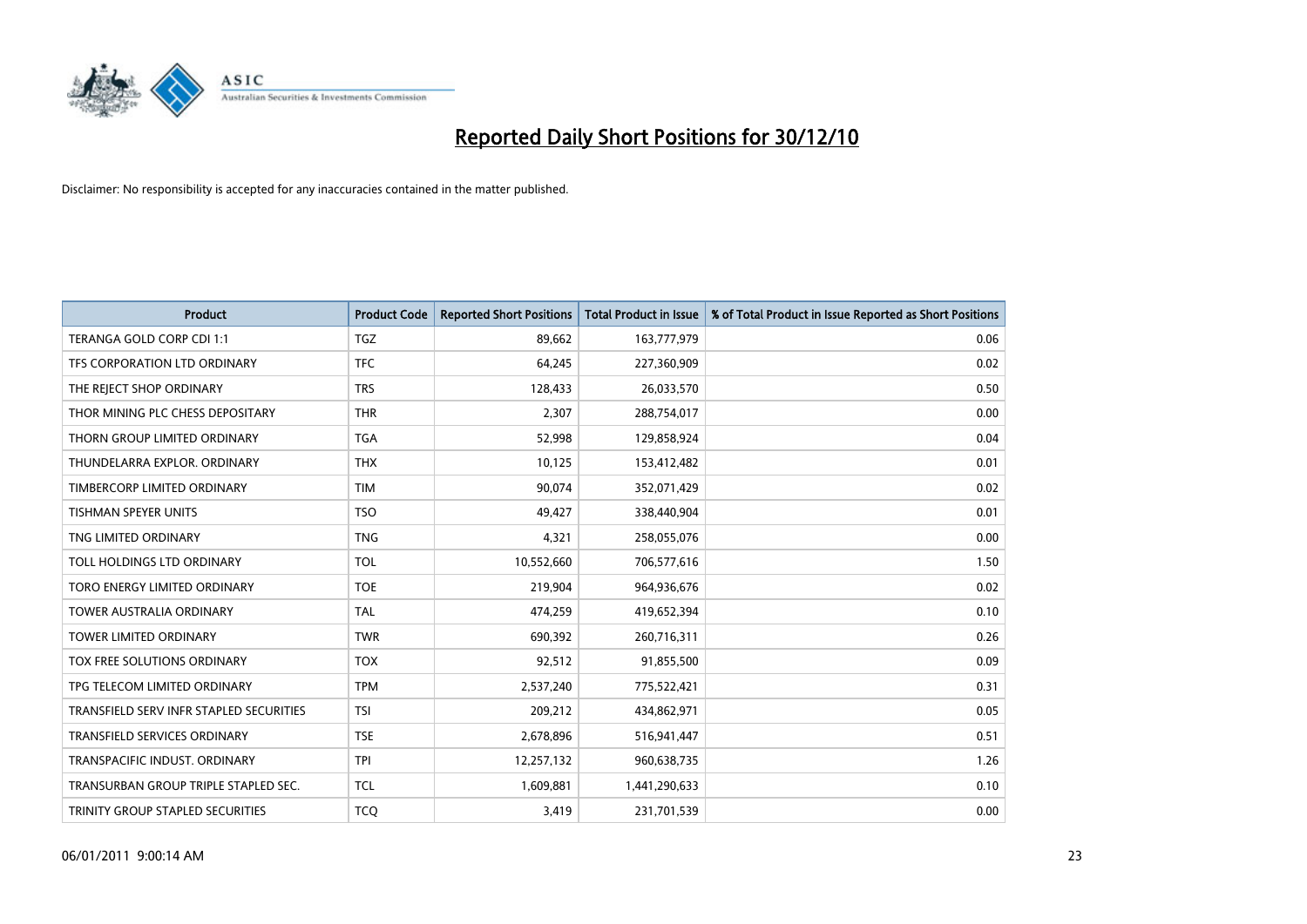# Reported Daily Short Positions for 30/12/10

Disclaimer: No responsibility is accepted for any inaccuracies contained in the matter published.

| Product | Product Code | Reported Short Positions | Total Product in Issue | % of Total Product in Issue Reported as Short Positions |
|---|---|---|---|---|
| TERANGA GOLD CORP CDI 1:1 | TGZ | 89,662 | 163,777,979 | 0.06 |
| TFS CORPORATION LTD ORDINARY | TFC | 64,245 | 227,360,909 | 0.02 |
| THE REJECT SHOP ORDINARY | TRS | 128,433 | 26,033,570 | 0.50 |
| THOR MINING PLC CHESS DEPOSITARY | THR | 2,307 | 288,754,017 | 0.00 |
| THORN GROUP LIMITED ORDINARY | TGA | 52,998 | 129,858,924 | 0.04 |
| THUNDELARRA EXPLOR. ORDINARY | THX | 10,125 | 153,412,482 | 0.01 |
| TIMBERCORP LIMITED ORDINARY | TIM | 90,074 | 352,071,429 | 0.02 |
| TISHMAN SPEYER UNITS | TSO | 49,427 | 338,440,904 | 0.01 |
| TNG LIMITED ORDINARY | TNG | 4,321 | 258,055,076 | 0.00 |
| TOLL HOLDINGS LTD ORDINARY | TOL | 10,552,660 | 706,577,616 | 1.50 |
| TORO ENERGY LIMITED ORDINARY | TOE | 219,904 | 964,936,676 | 0.02 |
| TOWER AUSTRALIA ORDINARY | TAL | 474,259 | 419,652,394 | 0.10 |
| TOWER LIMITED ORDINARY | TWR | 690,392 | 260,716,311 | 0.26 |
| TOX FREE SOLUTIONS ORDINARY | TOX | 92,512 | 91,855,500 | 0.09 |
| TPG TELECOM LIMITED ORDINARY | TPM | 2,537,240 | 775,522,421 | 0.31 |
| TRANSFIELD SERV INFR STAPLED SECURITIES | TSI | 209,212 | 434,862,971 | 0.05 |
| TRANSFIELD SERVICES ORDINARY | TSE | 2,678,896 | 516,941,447 | 0.51 |
| TRANSPACIFIC INDUST. ORDINARY | TPI | 12,257,132 | 960,638,735 | 1.26 |
| TRANSURBAN GROUP TRIPLE STAPLED SEC. | TCL | 1,609,881 | 1,441,290,633 | 0.10 |
| TRINITY GROUP STAPLED SECURITIES | TCQ | 3,419 | 231,701,539 | 0.00 |

06/01/2011 9:00:14 AM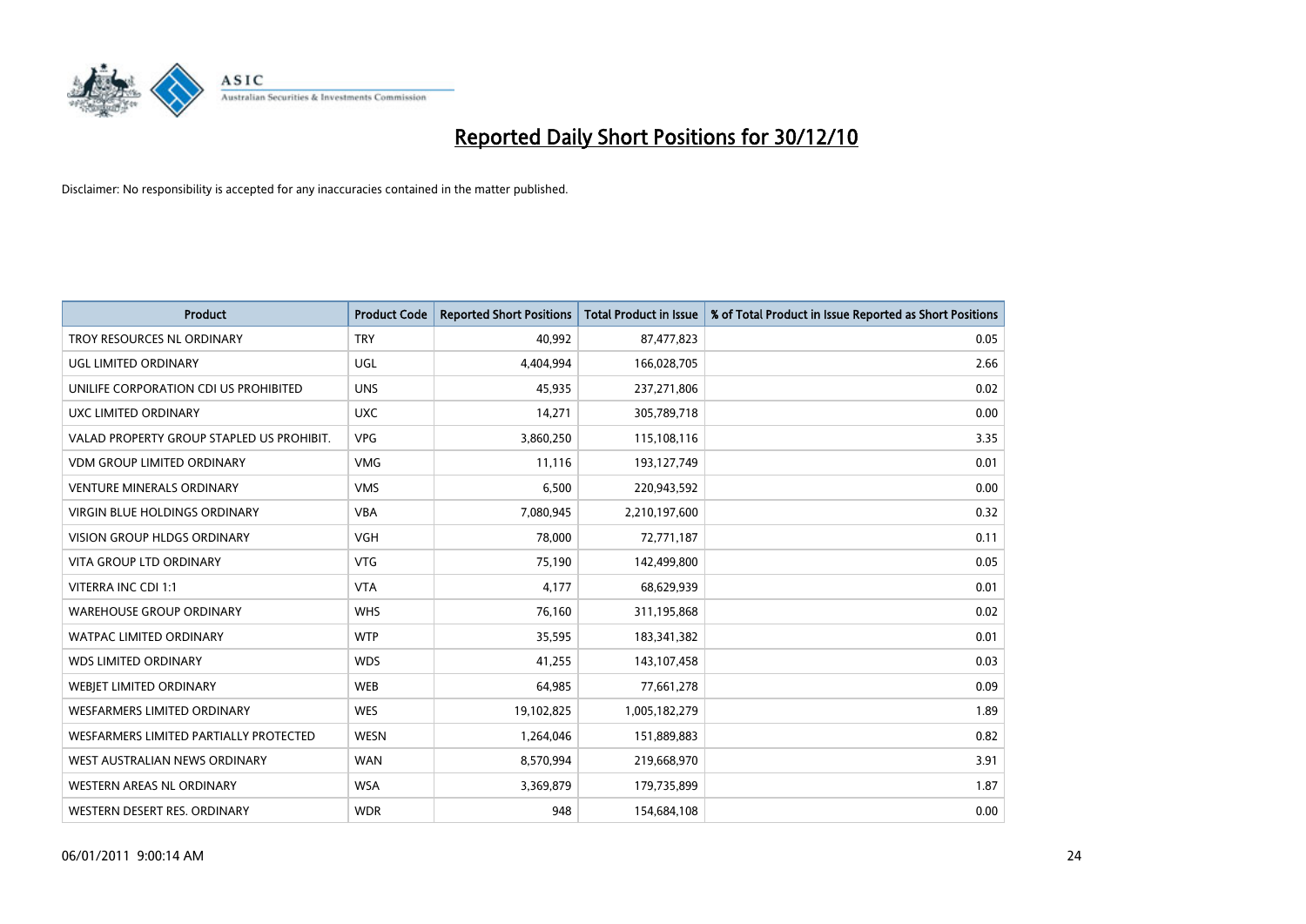# Reported Daily Short Positions for 30/12/10

Disclaimer: No responsibility is accepted for any inaccuracies contained in the matter published.

| Product | Product Code | Reported Short Positions | Total Product in Issue | % of Total Product in Issue Reported as Short Positions |
|---|---|---|---|---|
| TROY RESOURCES NL ORDINARY | TRY | 40,992 | 87,477,823 | 0.05 |
| UGL LIMITED ORDINARY | UGL | 4,404,994 | 166,028,705 | 2.66 |
| UNILIFE CORPORATION CDI US PROHIBITED | UNS | 45,935 | 237,271,806 | 0.02 |
| UXC LIMITED ORDINARY | UXC | 14,271 | 305,789,718 | 0.00 |
| VALAD PROPERTY GROUP STAPLED US PROHIBIT. | VPG | 3,860,250 | 115,108,116 | 3.35 |
| VDM GROUP LIMITED ORDINARY | VMG | 11,116 | 193,127,749 | 0.01 |
| VENTURE MINERALS ORDINARY | VMS | 6,500 | 220,943,592 | 0.00 |
| VIRGIN BLUE HOLDINGS ORDINARY | VBA | 7,080,945 | 2,210,197,600 | 0.32 |
| VISION GROUP HLDGS ORDINARY | VGH | 78,000 | 72,771,187 | 0.11 |
| VITA GROUP LTD ORDINARY | VTG | 75,190 | 142,499,800 | 0.05 |
| VITERRA INC CDI 1:1 | VTA | 4,177 | 68,629,939 | 0.01 |
| WAREHOUSE GROUP ORDINARY | WHS | 76,160 | 311,195,868 | 0.02 |
| WATPAC LIMITED ORDINARY | WTP | 35,595 | 183,341,382 | 0.01 |
| WDS LIMITED ORDINARY | WDS | 41,255 | 143,107,458 | 0.03 |
| WEBJET LIMITED ORDINARY | WEB | 64,985 | 77,661,278 | 0.09 |
| WESFARMERS LIMITED ORDINARY | WES | 19,102,825 | 1,005,182,279 | 1.89 |
| WESFARMERS LIMITED PARTIALLY PROTECTED | WESN | 1,264,046 | 151,889,883 | 0.82 |
| WEST AUSTRALIAN NEWS ORDINARY | WAN | 8,570,994 | 219,668,970 | 3.91 |
| WESTERN AREAS NL ORDINARY | WSA | 3,369,879 | 179,735,899 | 1.87 |
| WESTERN DESERT RES. ORDINARY | WDR | 948 | 154,684,108 | 0.00 |

06/01/2011 9:00:14 AM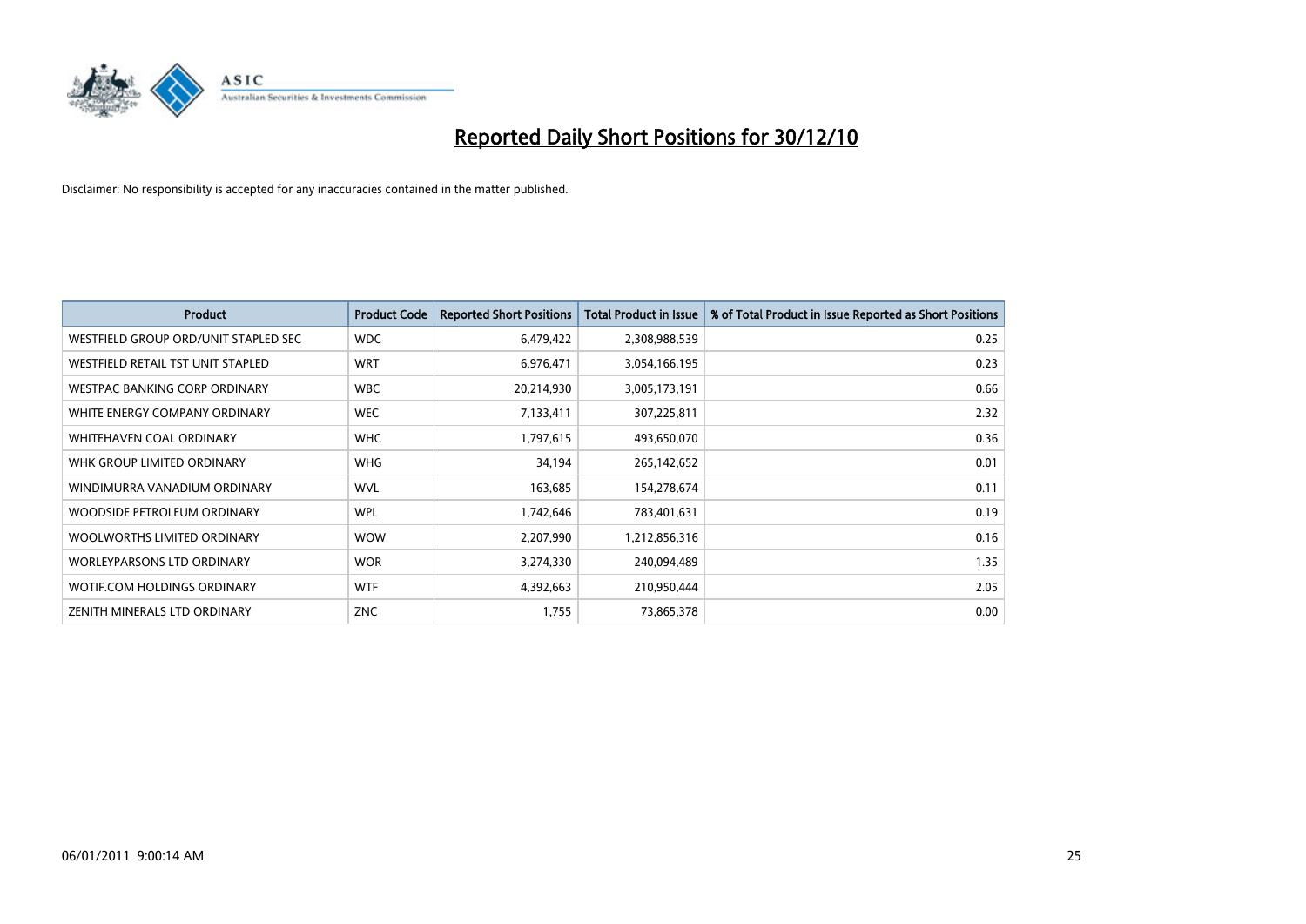# Reported Daily Short Positions for 30/12/10

Disclaimer: No responsibility is accepted for any inaccuracies contained in the matter published.

| Product | Product Code | Reported Short Positions | Total Product in Issue | % of Total Product in Issue Reported as Short Positions |
|---|---|---|---|---|
| WESTFIELD GROUP ORD/UNIT STAPLED SEC | WDC | 6,479,422 | 2,308,988,539 | 0.25 |
| WESTFIELD RETAIL TST UNIT STAPLED | WRT | 6,976,471 | 3,054,166,195 | 0.23 |
| WESTPAC BANKING CORP ORDINARY | WBC | 20,214,930 | 3,005,173,191 | 0.66 |
| WHITE ENERGY COMPANY ORDINARY | WEC | 7,133,411 | 307,225,811 | 2.32 |
| WHITEHAVEN COAL ORDINARY | WHC | 1,797,615 | 493,650,070 | 0.36 |
| WHK GROUP LIMITED ORDINARY | WHG | 34,194 | 265,142,652 | 0.01 |
| WINDIMURRA VANADIUM ORDINARY | WVL | 163,685 | 154,278,674 | 0.11 |
| WOODSIDE PETROLEUM ORDINARY | WPL | 1,742,646 | 783,401,631 | 0.19 |
| WOOLWORTHS LIMITED ORDINARY | WOW | 2,207,990 | 1,212,856,316 | 0.16 |
| WORLEYPARSONS LTD ORDINARY | WOR | 3,274,330 | 240,094,489 | 1.35 |
| WOTIF.COM HOLDINGS ORDINARY | WTF | 4,392,663 | 210,950,444 | 2.05 |
| ZENITH MINERALS LTD ORDINARY | ZNC | 1,755 | 73,865,378 | 0.00 |